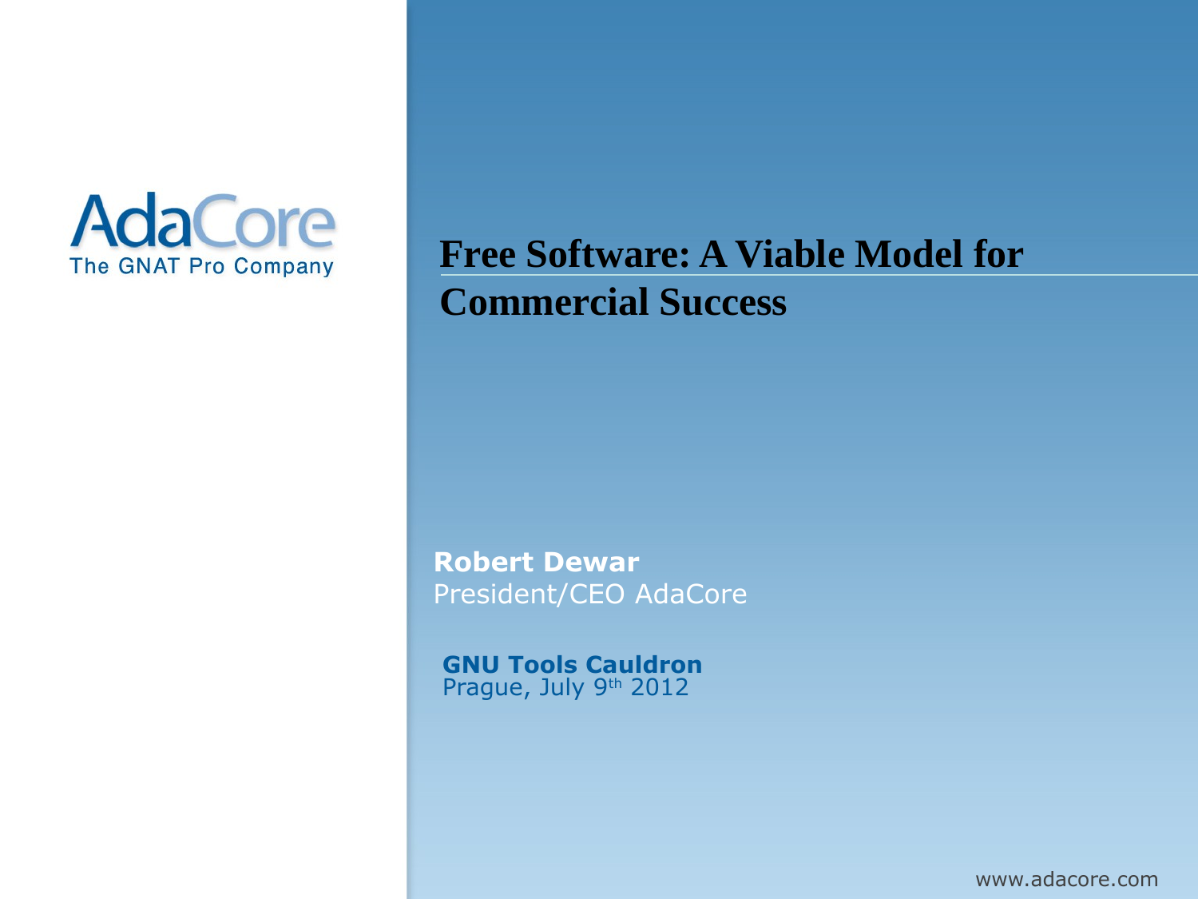AdaCore
The GNAT Pro Company

# Free Software: A Viable Model for Commercial Success

**Robert Dewar**
President/CEO AdaCore

**GNU Tools Cauldron**
Prague, July 9th 2012

www.adacore.com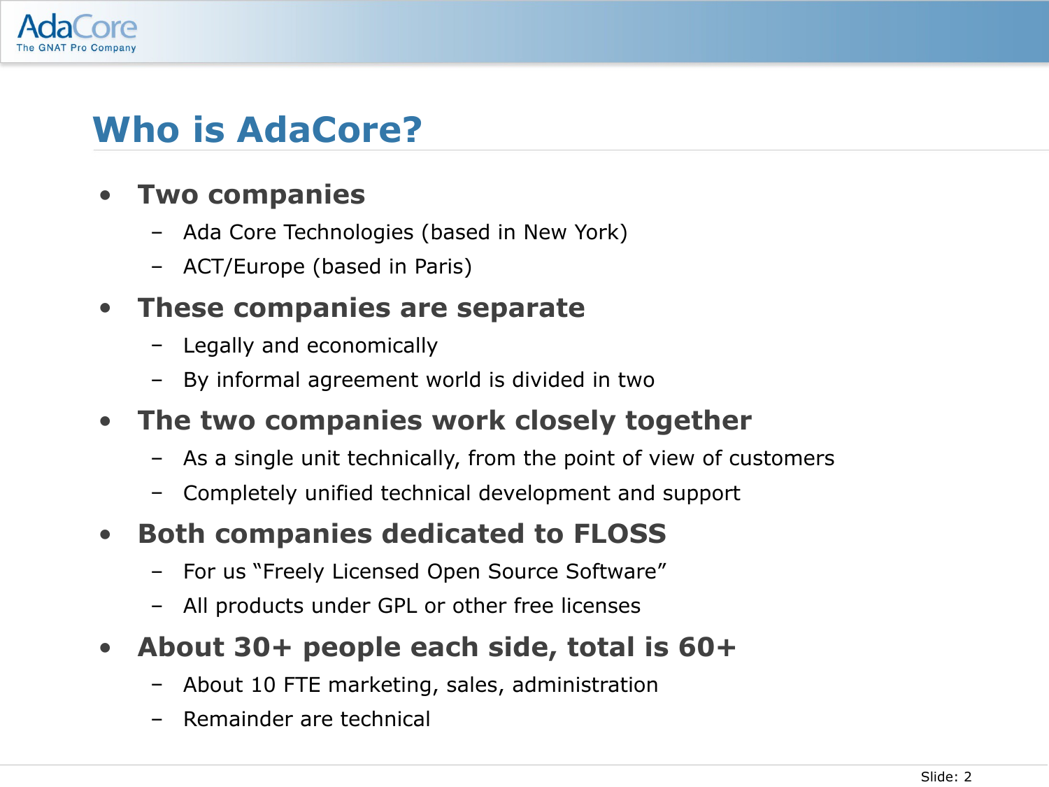# Who is AdaCore?

- **Two companies**
  - Ada Core Technologies (based in New York)
  - ACT/Europe (based in Paris)
- **These companies are separate**
  - Legally and economically
  - By informal agreement world is divided in two
- **The two companies work closely together**
  - As a single unit technically, from the point of view of customers
  - Completely unified technical development and support
- **Both companies dedicated to FLOSS**
  - For us "Freely Licensed Open Source Software"
  - All products under GPL or other free licenses
- **About 30+ people each side, total is 60+**
  - About 10 FTE marketing, sales, administration
  - Remainder are technical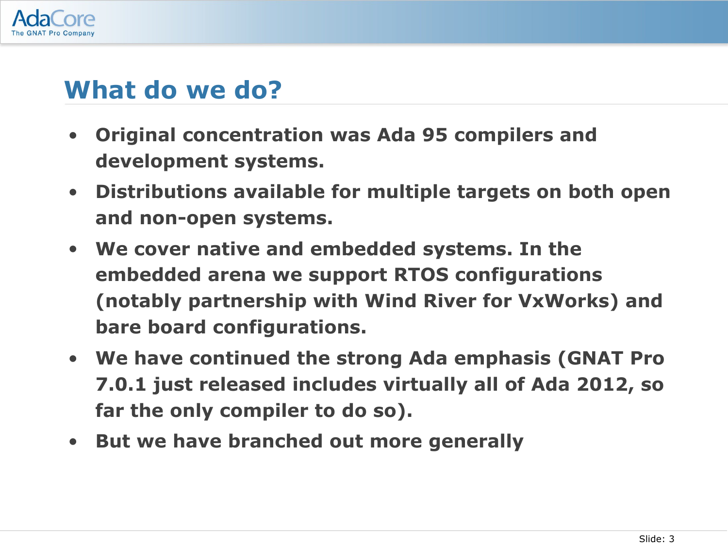# What do we do?

- Original concentration was Ada 95 compilers and development systems.
- Distributions available for multiple targets on both open and non-open systems.
- We cover native and embedded systems. In the embedded arena we support RTOS configurations (notably partnership with Wind River for VxWorks) and bare board configurations.
- We have continued the strong Ada emphasis (GNAT Pro 7.0.1 just released includes virtually all of Ada 2012, so far the only compiler to do so).
- But we have branched out more generally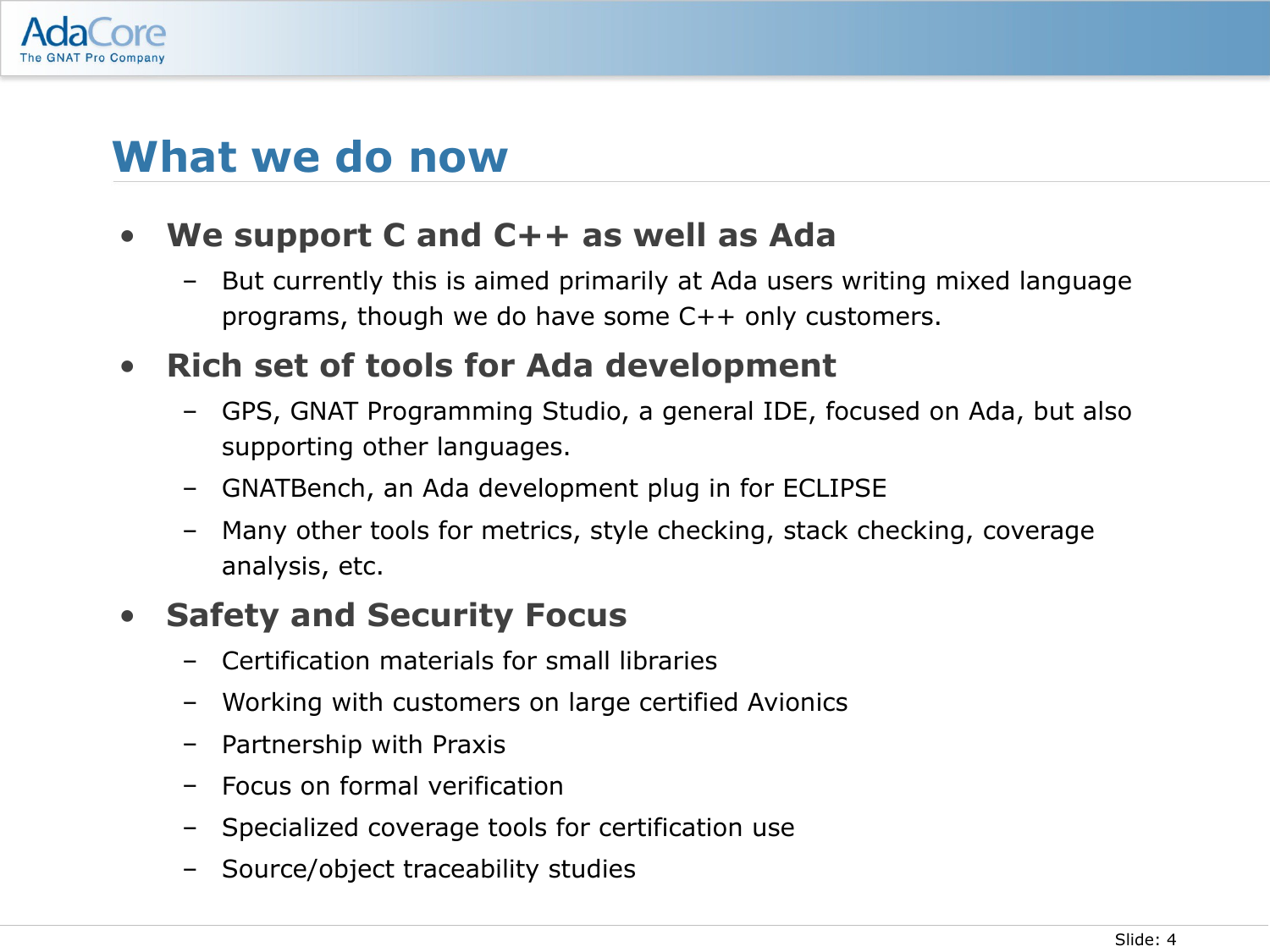# What we do now

- **We support C and C++ as well as Ada**
  - But currently this is aimed primarily at Ada users writing mixed language programs, though we do have some C++ only customers.
- **Rich set of tools for Ada development**
  - GPS, GNAT Programming Studio, a general IDE, focused on Ada, but also supporting other languages.
  - GNATBench, an Ada development plug in for ECLIPSE
  - Many other tools for metrics, style checking, stack checking, coverage analysis, etc.
- **Safety and Security Focus**
  - Certification materials for small libraries
  - Working with customers on large certified Avionics
  - Partnership with Praxis
  - Focus on formal verification
  - Specialized coverage tools for certification use
  - Source/object traceability studies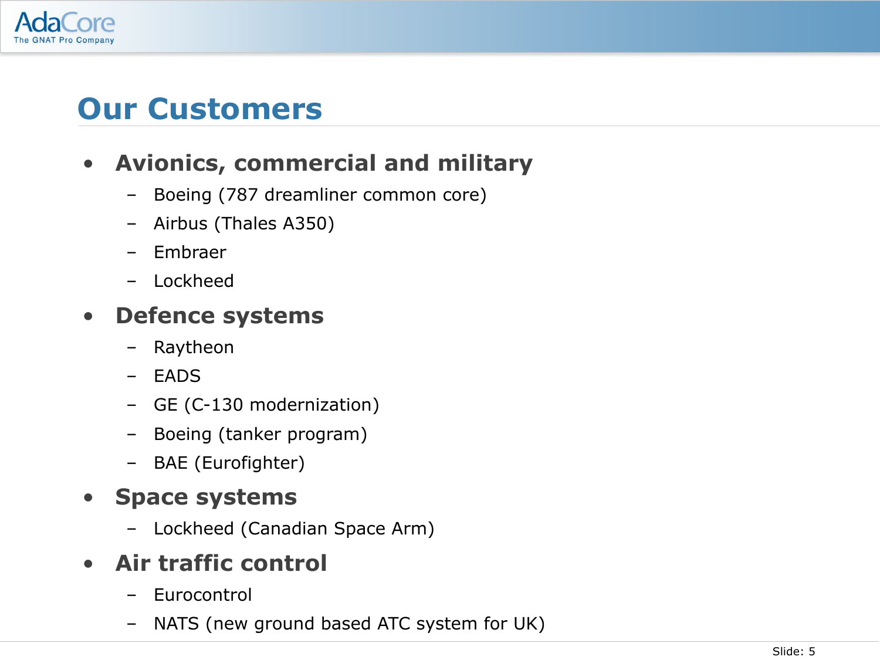# Our Customers

- **Avionics, commercial and military**
  - Boeing (787 dreamliner common core)
  - Airbus (Thales A350)
  - Embraer
  - Lockheed
- **Defence systems**
  - Raytheon
  - EADS
  - GE (C-130 modernization)
  - Boeing (tanker program)
  - BAE (Eurofighter)
- **Space systems**
  - Lockheed (Canadian Space Arm)
- **Air traffic control**
  - Eurocontrol
  - NATS (new ground based ATC system for UK)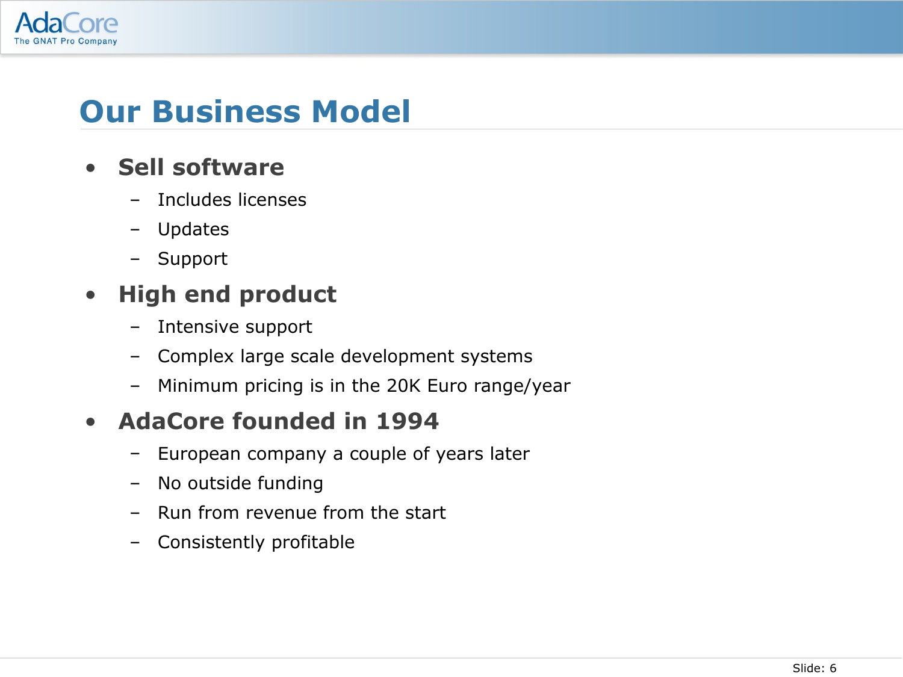# Our Business Model

- **Sell software**
  - Includes licenses
  - Updates
  - Support
- **High end product**
  - Intensive support
  - Complex large scale development systems
  - Minimum pricing is in the 20K Euro range/year
- **AdaCore founded in 1994**
  - European company a couple of years later
  - No outside funding
  - Run from revenue from the start
  - Consistently profitable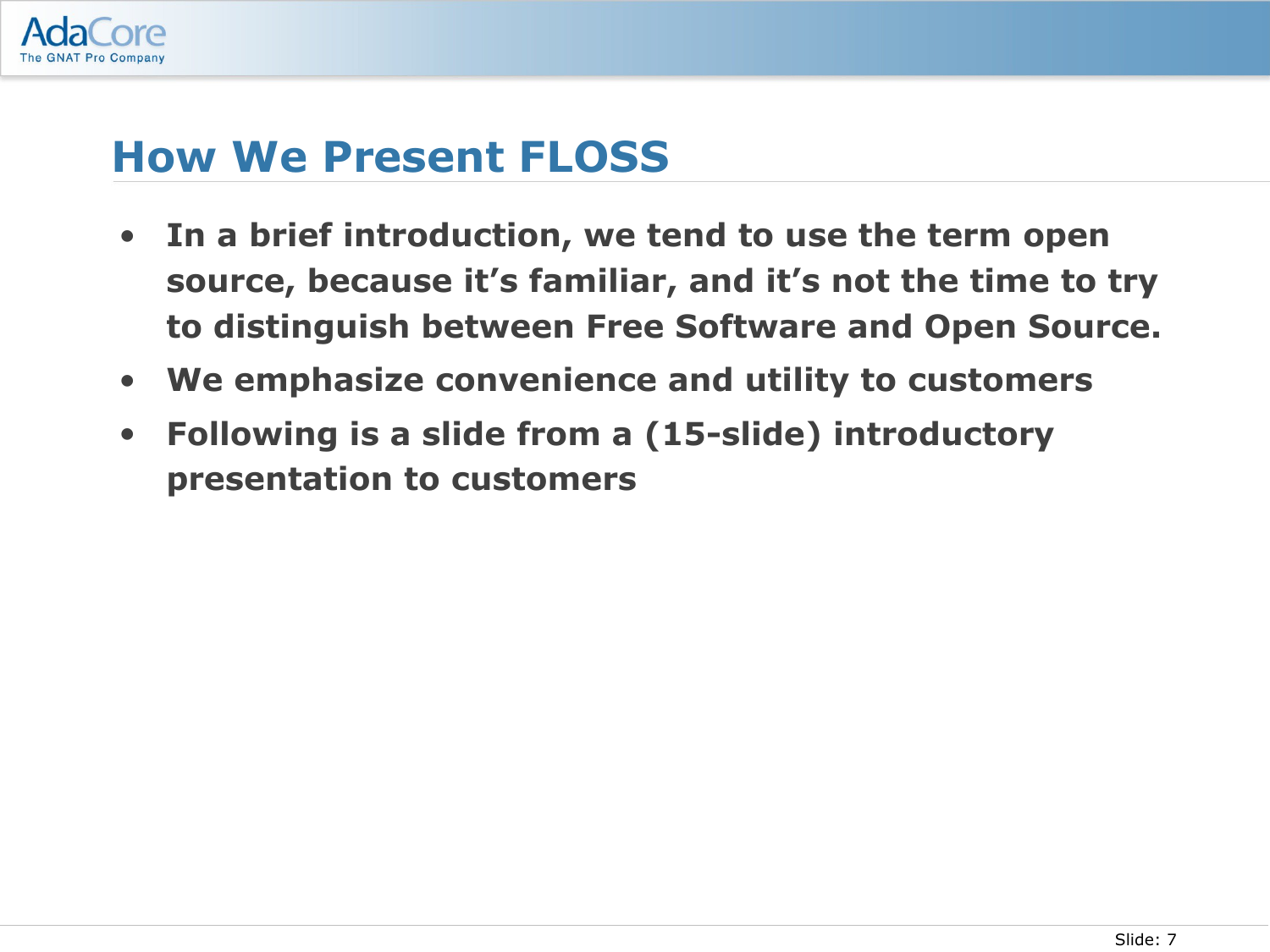# How We Present FLOSS

- **In a brief introduction, we tend to use the term open source, because it’s familiar, and it’s not the time to try to distinguish between Free Software and Open Source.**
- **We emphasize convenience and utility to customers**
- **Following is a slide from a (15-slide) introductory presentation to customers**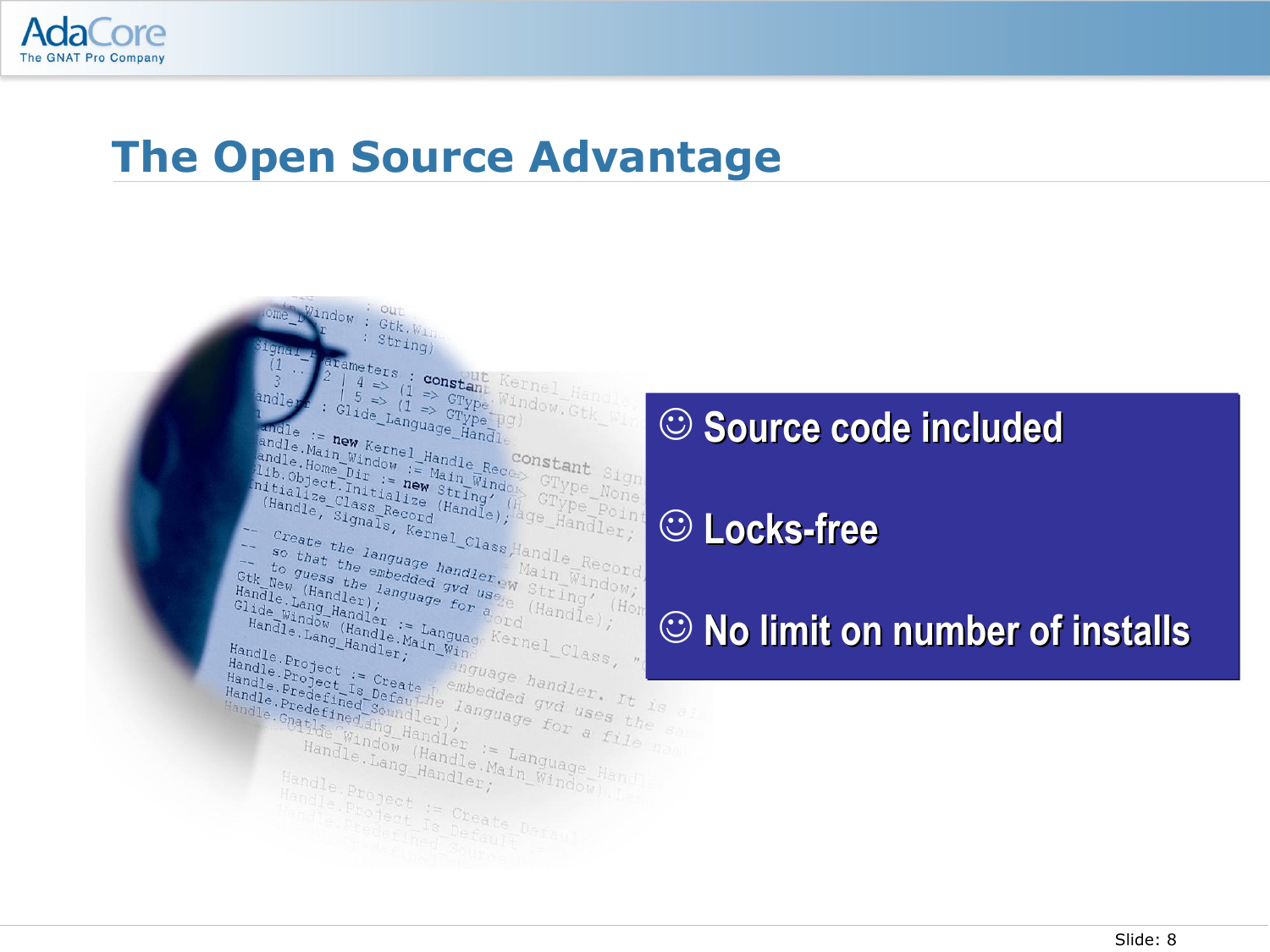# The Open Source Advantage

- ☺ Source code included
- ☺ Locks-free
- ☺ No limit on number of installs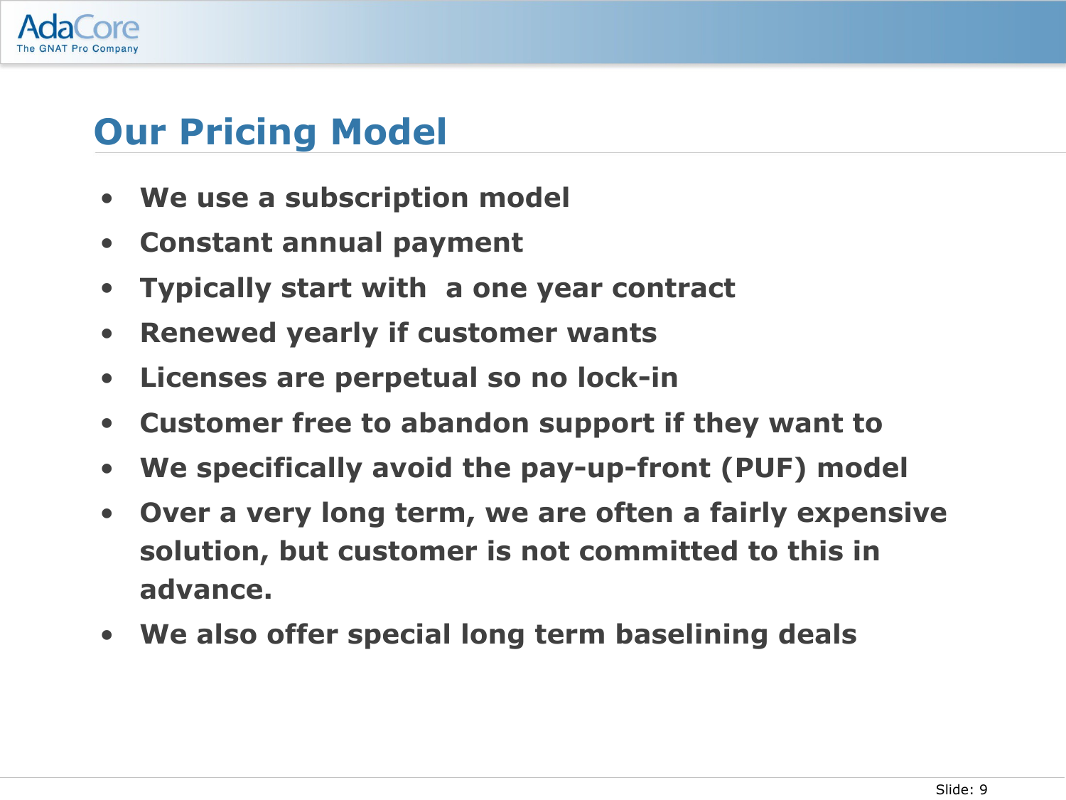# Our Pricing Model

- We use a subscription model
- Constant annual payment
- Typically start with  a one year contract
- Renewed yearly if customer wants
- Licenses are perpetual so no lock-in
- Customer free to abandon support if they want to
- We specifically avoid the pay-up-front (PUF) model
- Over a very long term, we are often a fairly expensive solution, but customer is not committed to this in advance.
- We also offer special long term baselining deals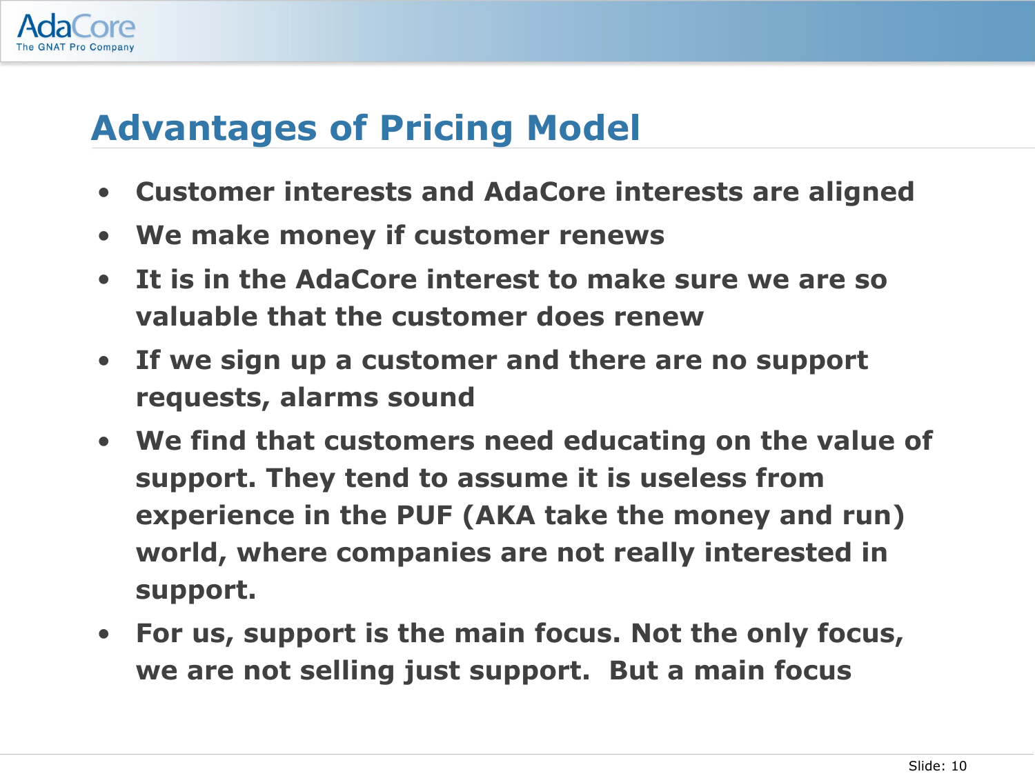# Advantages of Pricing Model

- Customer interests and AdaCore interests are aligned
- We make money if customer renews
- It is in the AdaCore interest to make sure we are so valuable that the customer does renew
- If we sign up a customer and there are no support requests, alarms sound
- We find that customers need educating on the value of support. They tend to assume it is useless from experience in the PUF (AKA take the money and run) world, where companies are not really interested in support.
- For us, support is the main focus. Not the only focus, we are not selling just support. But a main focus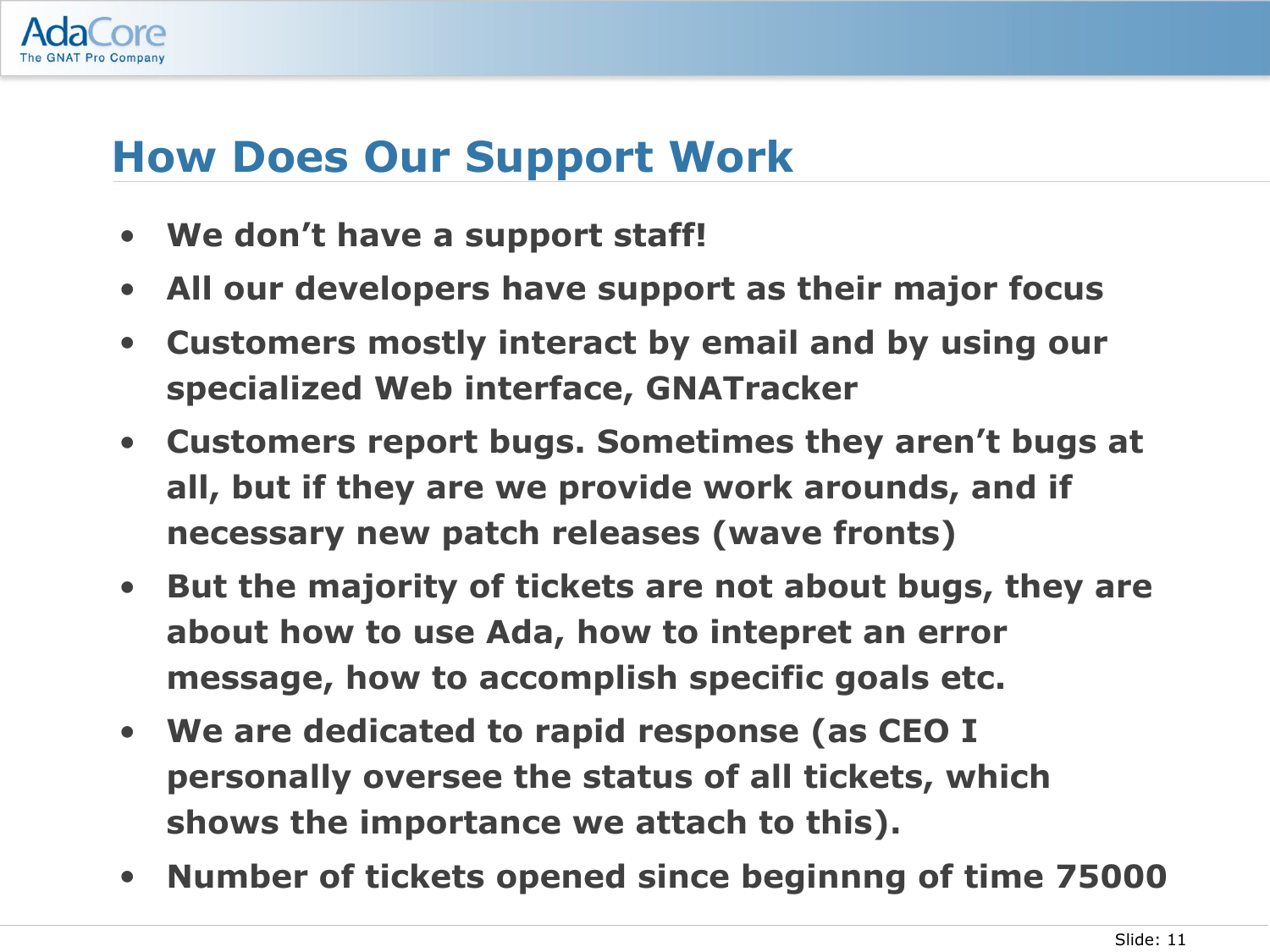# How Does Our Support Work

- We don’t have a support staff!
- All our developers have support as their major focus
- Customers mostly interact by email and by using our specialized Web interface, GNATracker
- Customers report bugs. Sometimes they aren’t bugs at all, but if they are we provide work arounds, and if necessary new patch releases (wave fronts)
- But the majority of tickets are not about bugs, they are about how to use Ada, how to intepret an error message, how to accomplish specific goals etc.
- We are dedicated to rapid response (as CEO I personally oversee the status of all tickets, which shows the importance we attach to this).
- Number of tickets opened since beginnng of time 75000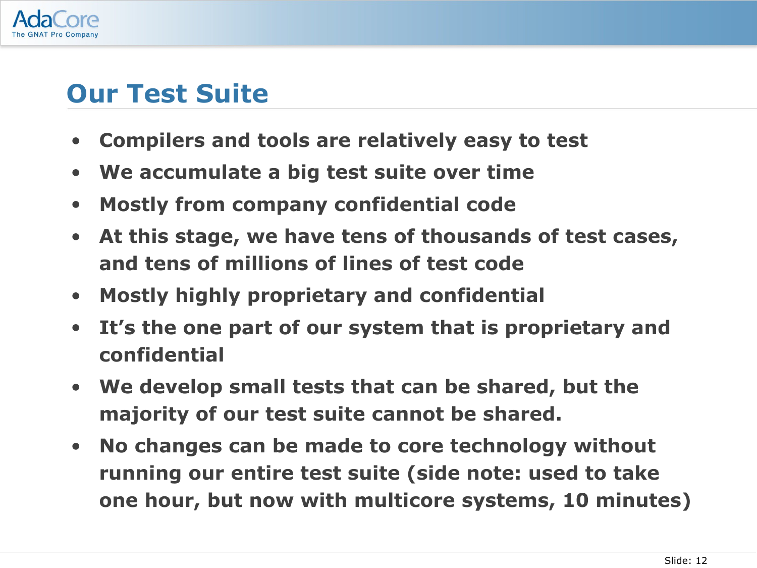# Our Test Suite

- **Compilers and tools are relatively easy to test**
- **We accumulate a big test suite over time**
- **Mostly from company confidential code**
- **At this stage, we have tens of thousands of test cases, and tens of millions of lines of test code**
- **Mostly highly proprietary and confidential**
- **It's the one part of our system that is proprietary and confidential**
- **We develop small tests that can be shared, but the majority of our test suite cannot be shared.**
- **No changes can be made to core technology without running our entire test suite (side note: used to take one hour, but now with multicore systems, 10 minutes)**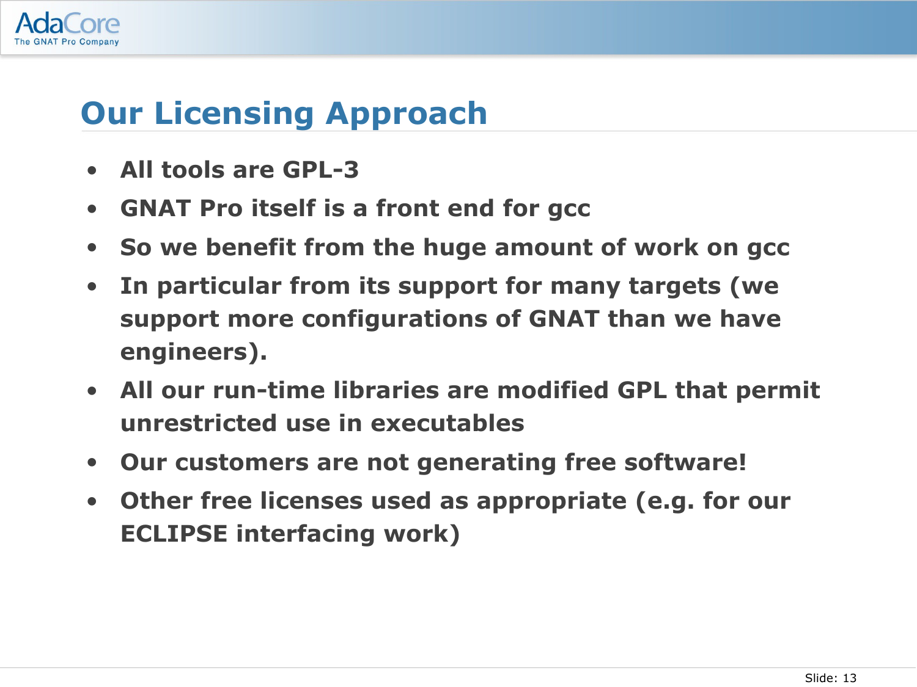# Our Licensing Approach

- **All tools are GPL-3**
- **GNAT Pro itself is a front end for gcc**
- **So we benefit from the huge amount of work on gcc**
- **In particular from its support for many targets (we support more configurations of GNAT than we have engineers).**
- **All our run-time libraries are modified GPL that permit unrestricted use in executables**
- **Our customers are not generating free software!**
- **Other free licenses used as appropriate (e.g. for our ECLIPSE interfacing work)**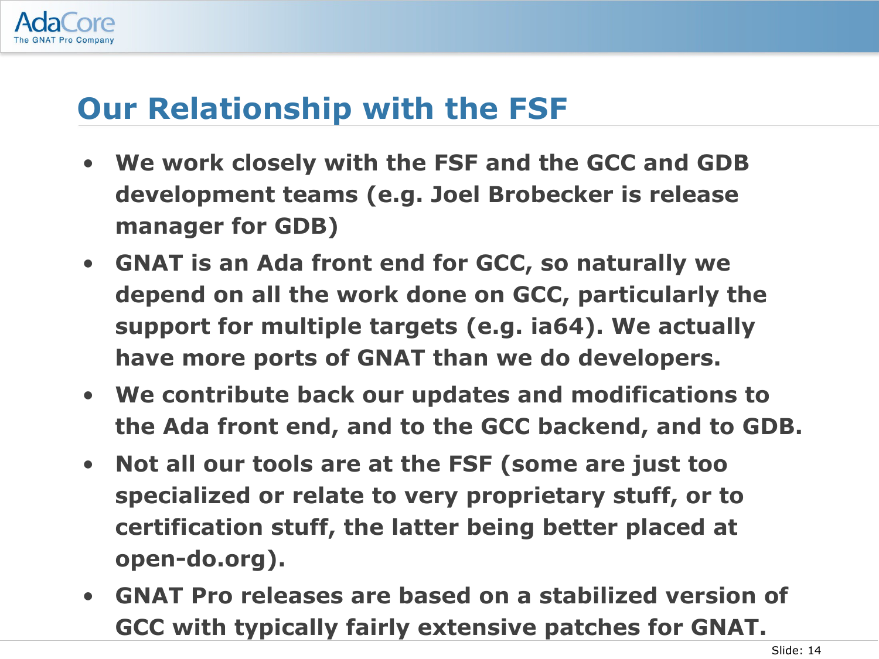# Our Relationship with the FSF

- **We work closely with the FSF and the GCC and GDB development teams (e.g. Joel Brobecker is release manager for GDB)**
- **GNAT is an Ada front end for GCC, so naturally we depend on all the work done on GCC, particularly the support for multiple targets (e.g. ia64). We actually have more ports of GNAT than we do developers.**
- **We contribute back our updates and modifications to the Ada front end, and to the GCC backend, and to GDB.**
- **Not all our tools are at the FSF (some are just too specialized or relate to very proprietary stuff, or to certification stuff, the latter being better placed at open-do.org).**
- **GNAT Pro releases are based on a stabilized version of GCC with typically fairly extensive patches for GNAT.**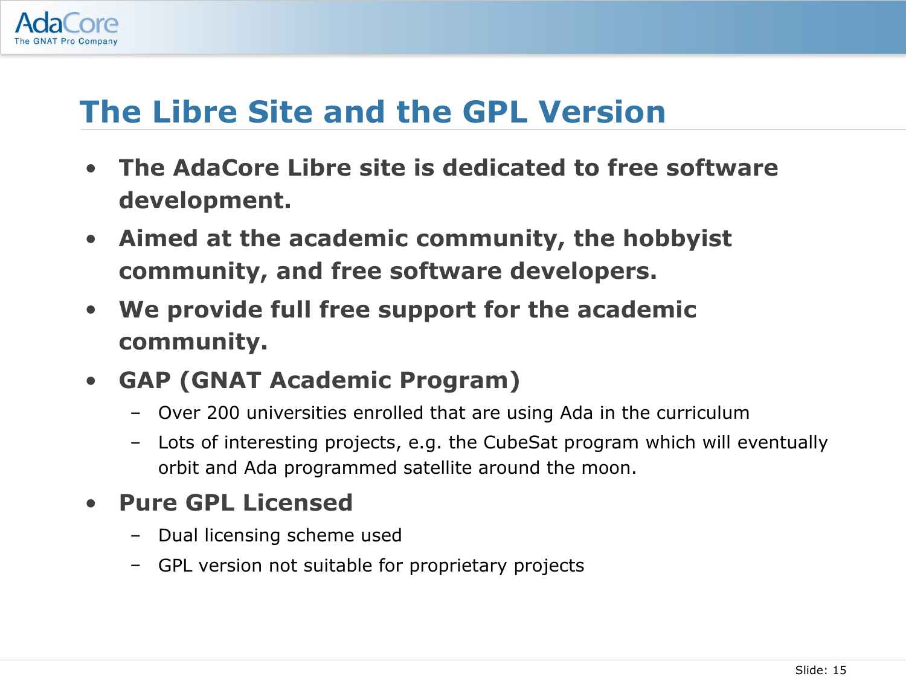# The Libre Site and the GPL Version

- **The AdaCore Libre site is dedicated to free software development.**
- **Aimed at the academic community, the hobbyist community, and free software developers.**
- **We provide full free support for the academic community.**
- **GAP (GNAT Academic Program)**
  - Over 200 universities enrolled that are using Ada in the curriculum
  - Lots of interesting projects, e.g. the CubeSat program which will eventually orbit and Ada programmed satellite around the moon.
- **Pure GPL Licensed**
  - Dual licensing scheme used
  - GPL version not suitable for proprietary projects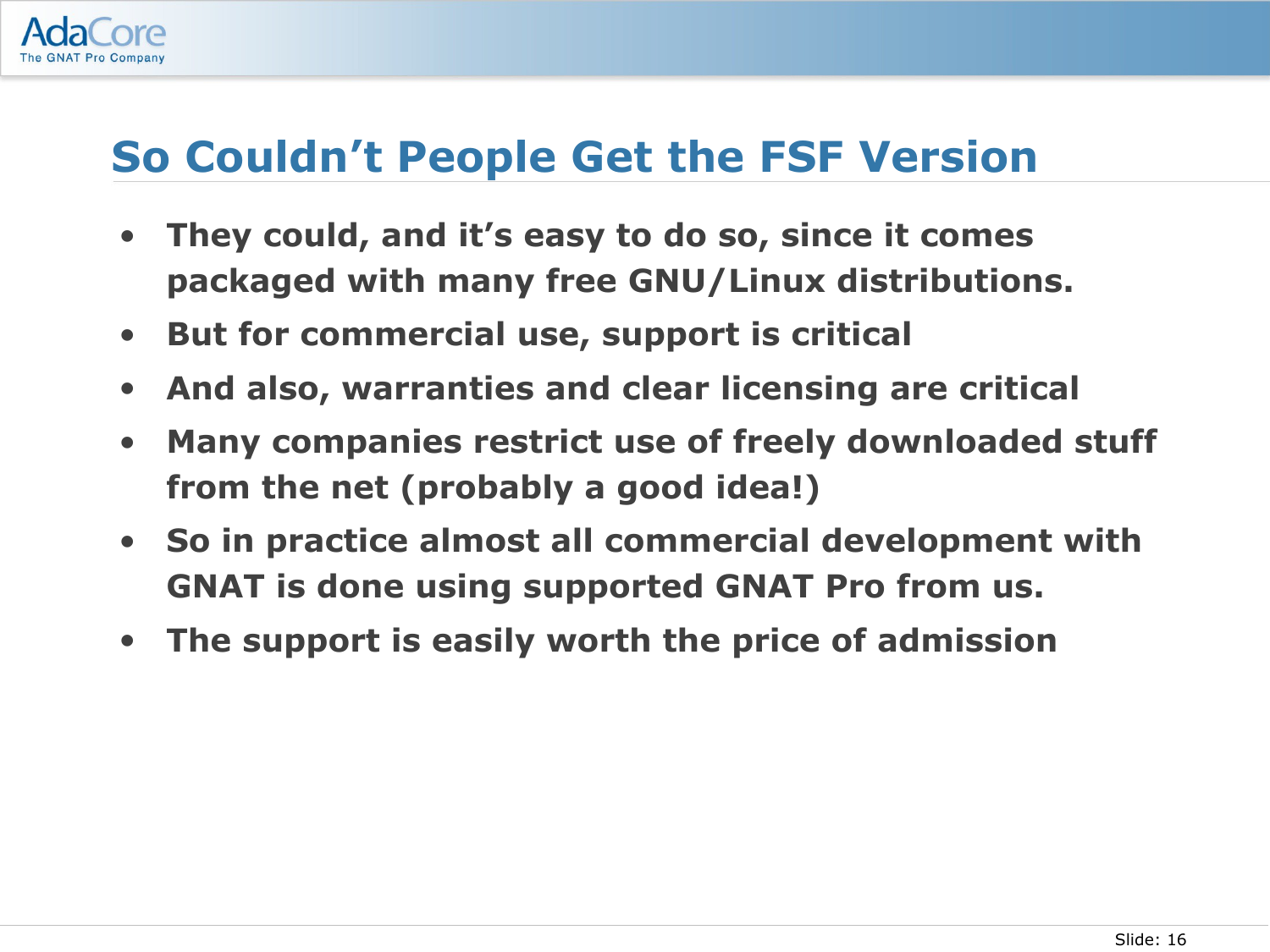# So Couldn't People Get the FSF Version

- They could, and it's easy to do so, since it comes packaged with many free GNU/Linux distributions.
- But for commercial use, support is critical
- And also, warranties and clear licensing are critical
- Many companies restrict use of freely downloaded stuff from the net (probably a good idea!)
- So in practice almost all commercial development with GNAT is done using supported GNAT Pro from us.
- The support is easily worth the price of admission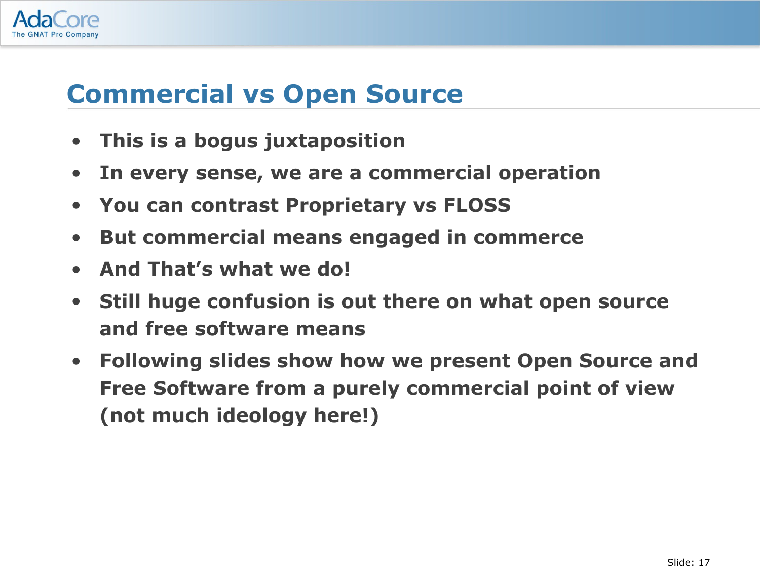# Commercial vs Open Source

- This is a bogus juxtaposition
- In every sense, we are a commercial operation
- You can contrast Proprietary vs FLOSS
- But commercial means engaged in commerce
- And That’s what we do!
- Still huge confusion is out there on what open source and free software means
- Following slides show how we present Open Source and Free Software from a purely commercial point of view (not much ideology here!)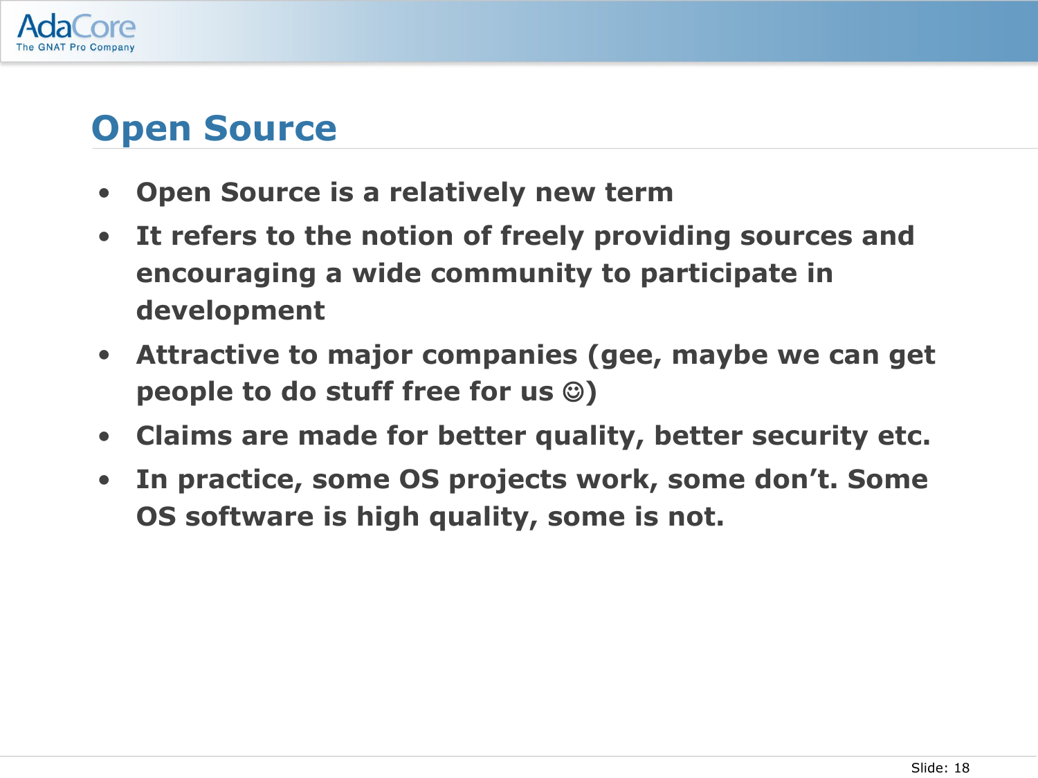# Open Source

- Open Source is a relatively new term
- It refers to the notion of freely providing sources and encouraging a wide community to participate in development
- Attractive to major companies (gee, maybe we can get people to do stuff free for us ☺)
- Claims are made for better quality, better security etc.
- In practice, some OS projects work, some don't. Some OS software is high quality, some is not.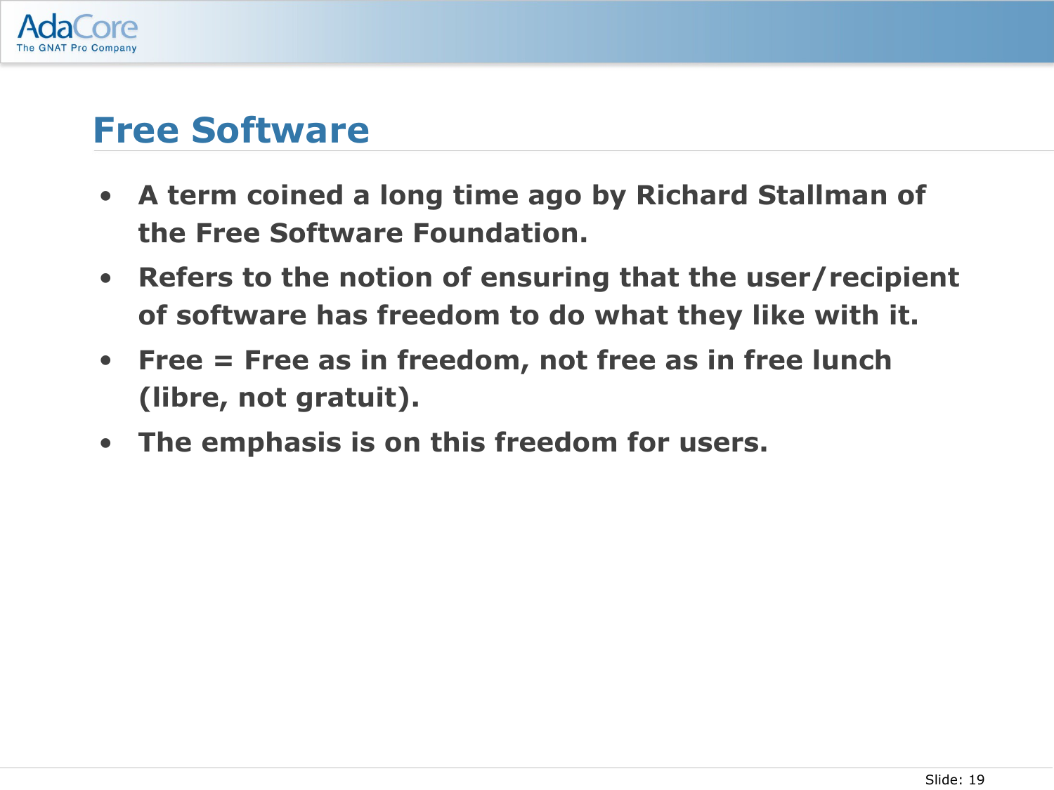# Free Software

- A term coined a long time ago by Richard Stallman of the Free Software Foundation.
- Refers to the notion of ensuring that the user/recipient of software has freedom to do what they like with it.
- Free = Free as in freedom, not free as in free lunch (libre, not gratuit).
- The emphasis is on this freedom for users.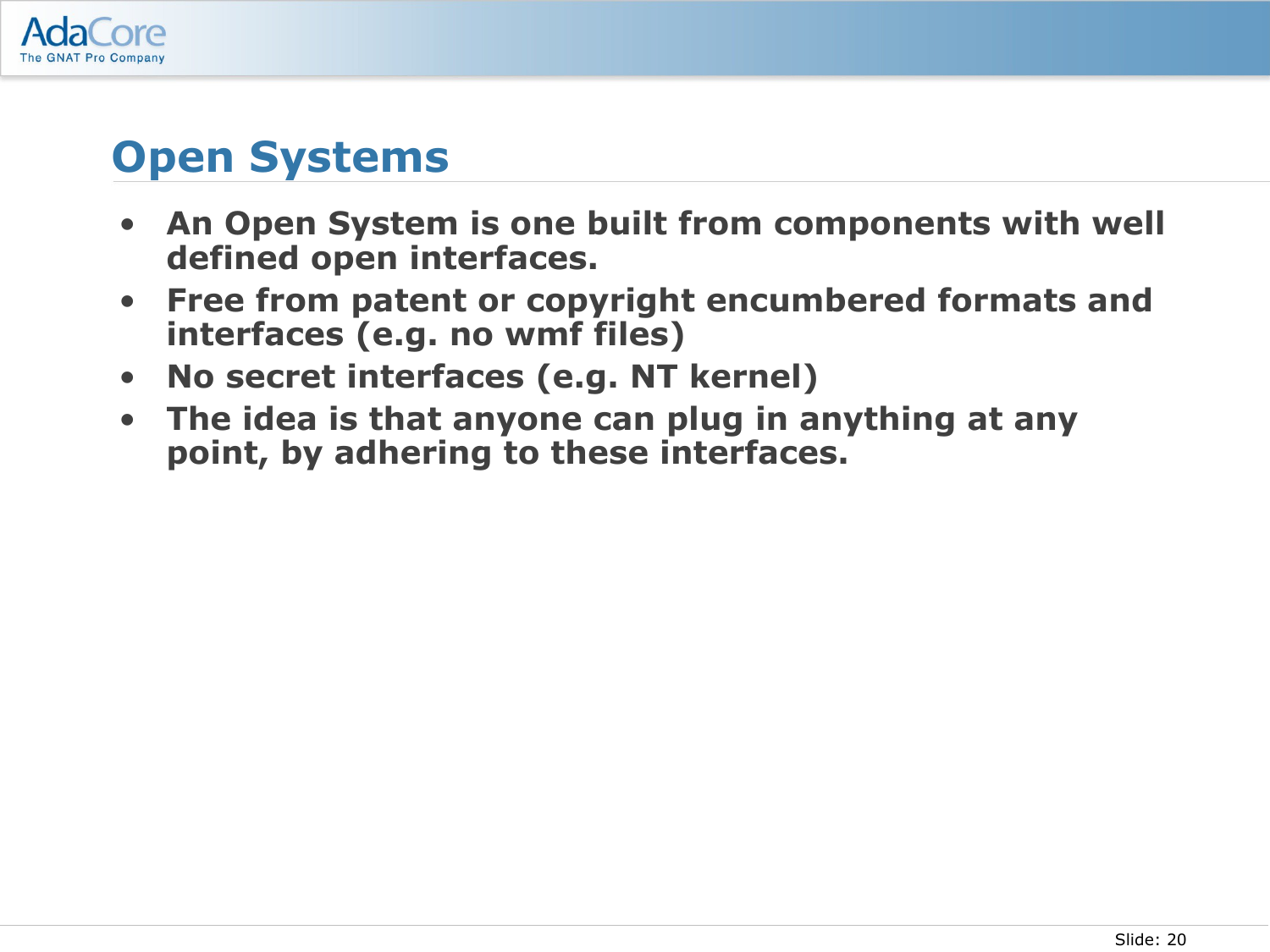# Open Systems

- **An Open System is one built from components with well defined open interfaces.**
- **Free from patent or copyright encumbered formats and interfaces (e.g. no wmf files)**
- **No secret interfaces (e.g. NT kernel)**
- **The idea is that anyone can plug in anything at any point, by adhering to these interfaces.**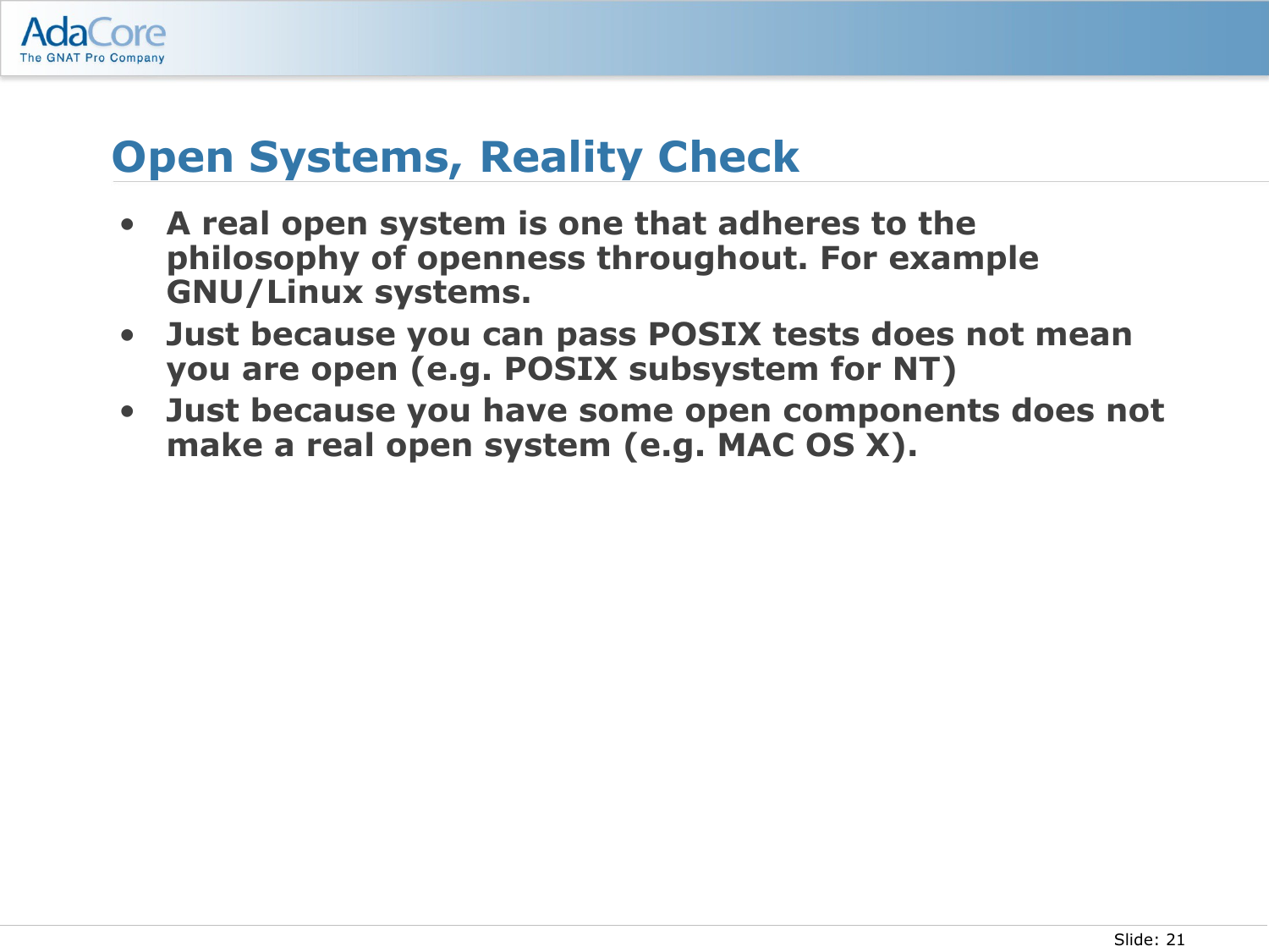# Open Systems, Reality Check

- **A real open system is one that adheres to the philosophy of openness throughout. For example GNU/Linux systems.**
- **Just because you can pass POSIX tests does not mean you are open (e.g. POSIX subsystem for NT)**
- **Just because you have some open components does not make a real open system (e.g. MAC OS X).**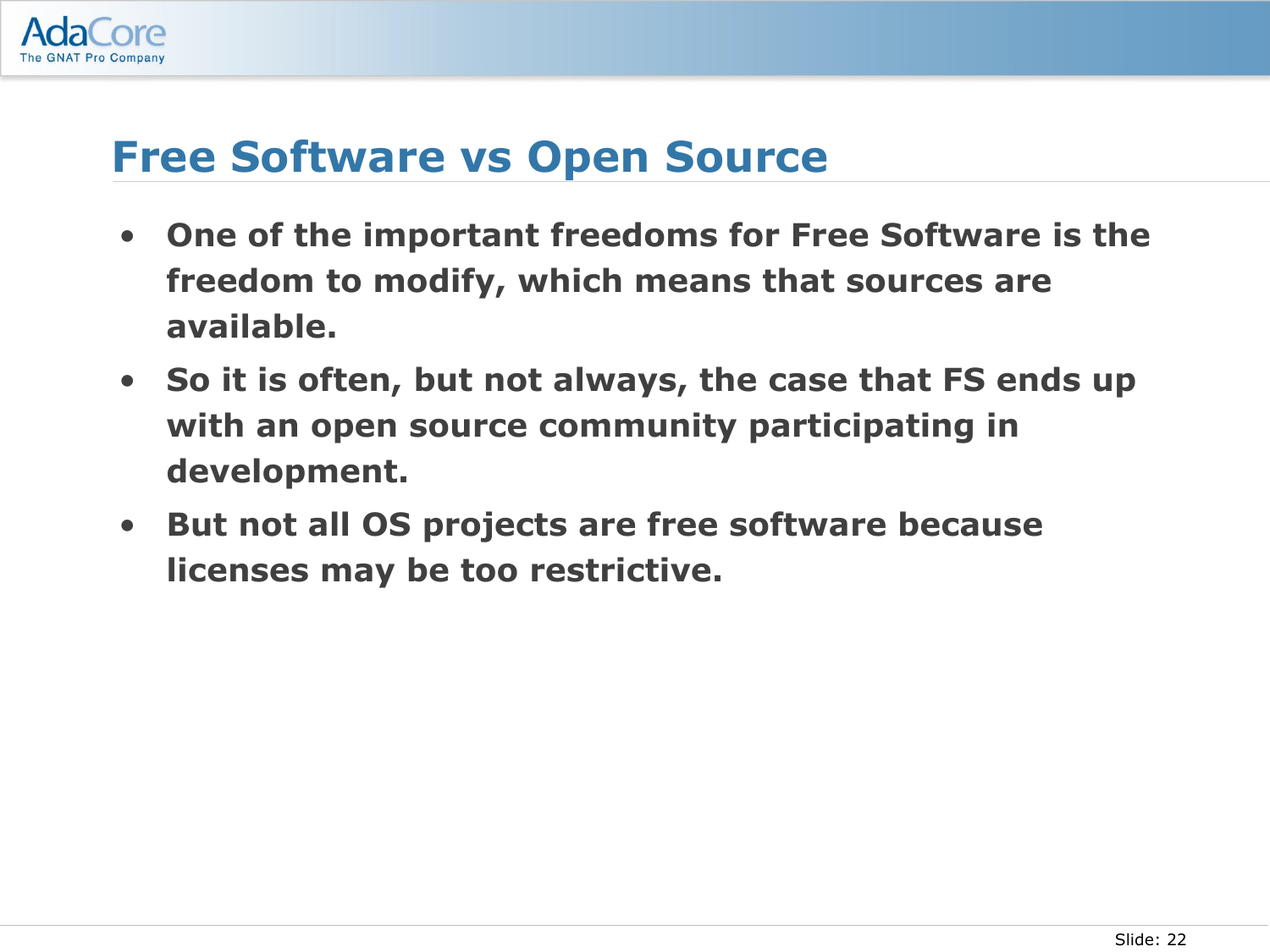# Free Software vs Open Source

- One of the important freedoms for Free Software is the freedom to modify, which means that sources are available.
- So it is often, but not always, the case that FS ends up with an open source community participating in development.
- But not all OS projects are free software because licenses may be too restrictive.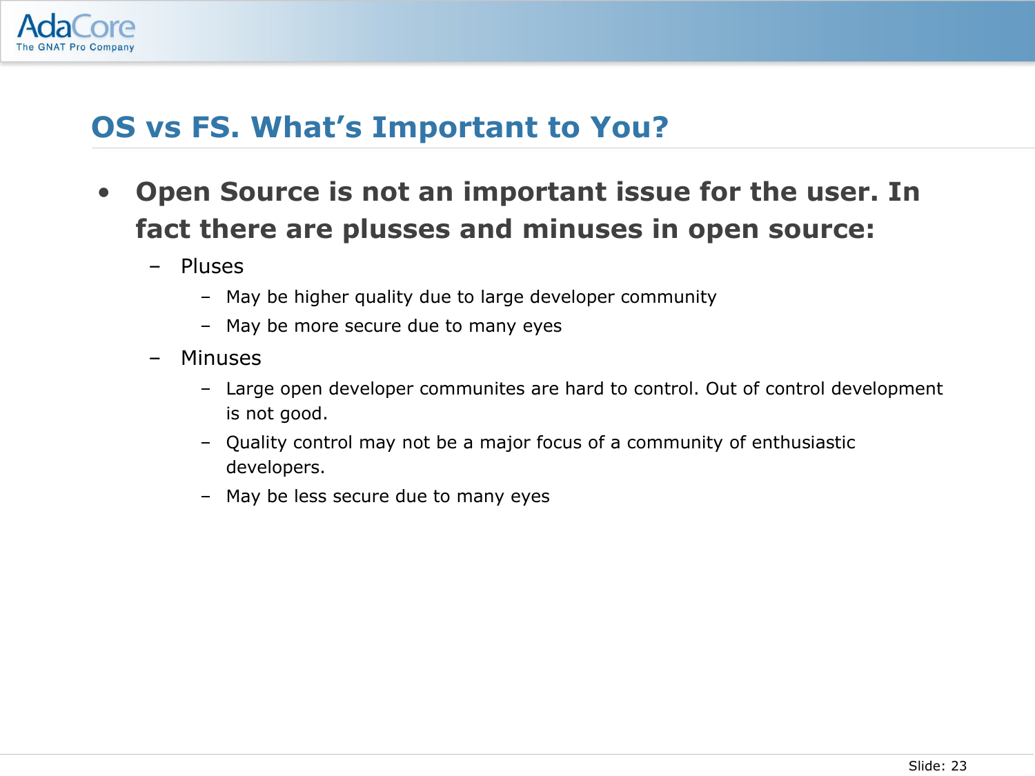## OS vs FS. What's Important to You?

- **Open Source is not an important issue for the user. In fact there are plusses and minuses in open source:**
  - Pluses
    - May be higher quality due to large developer community
    - May be more secure due to many eyes
  - Minuses
    - Large open developer communites are hard to control. Out of control development is not good.
    - Quality control may not be a major focus of a community of enthusiastic developers.
    - May be less secure due to many eyes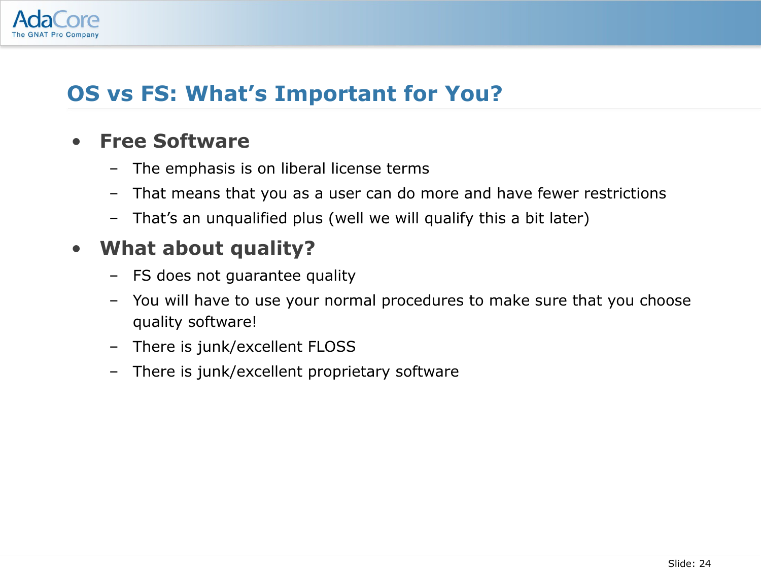# OS vs FS: What's Important for You?

- **Free Software**
  - The emphasis is on liberal license terms
  - That means that you as a user can do more and have fewer restrictions
  - That's an unqualified plus (well we will qualify this a bit later)
- **What about quality?**
  - FS does not guarantee quality
  - You will have to use your normal procedures to make sure that you choose quality software!
  - There is junk/excellent FLOSS
  - There is junk/excellent proprietary software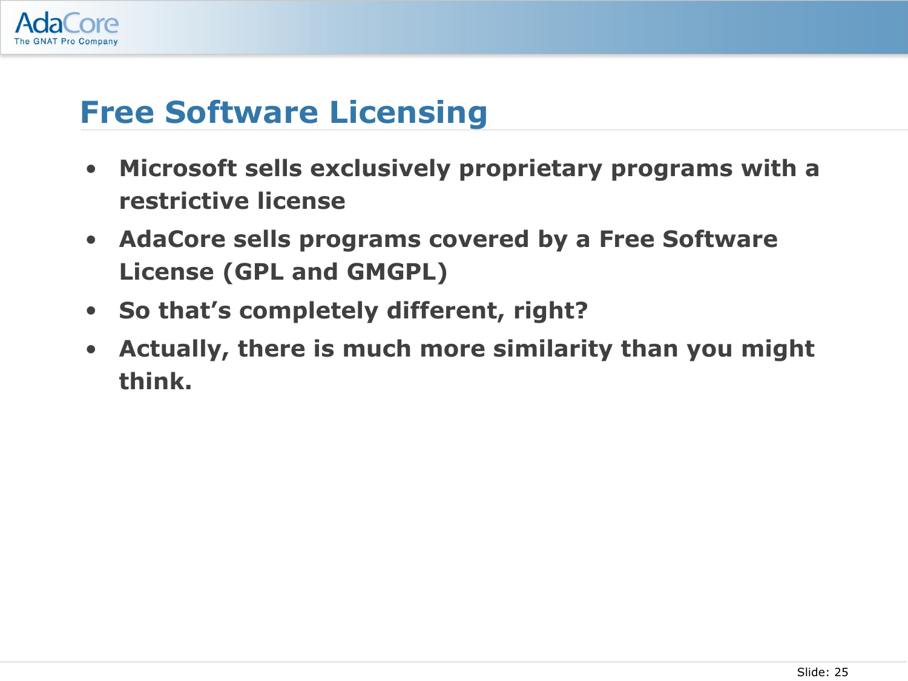# Free Software Licensing

- Microsoft sells exclusively proprietary programs with a restrictive license
- AdaCore sells programs covered by a Free Software License (GPL and GMGPL)
- So that's completely different, right?
- Actually, there is much more similarity than you might think.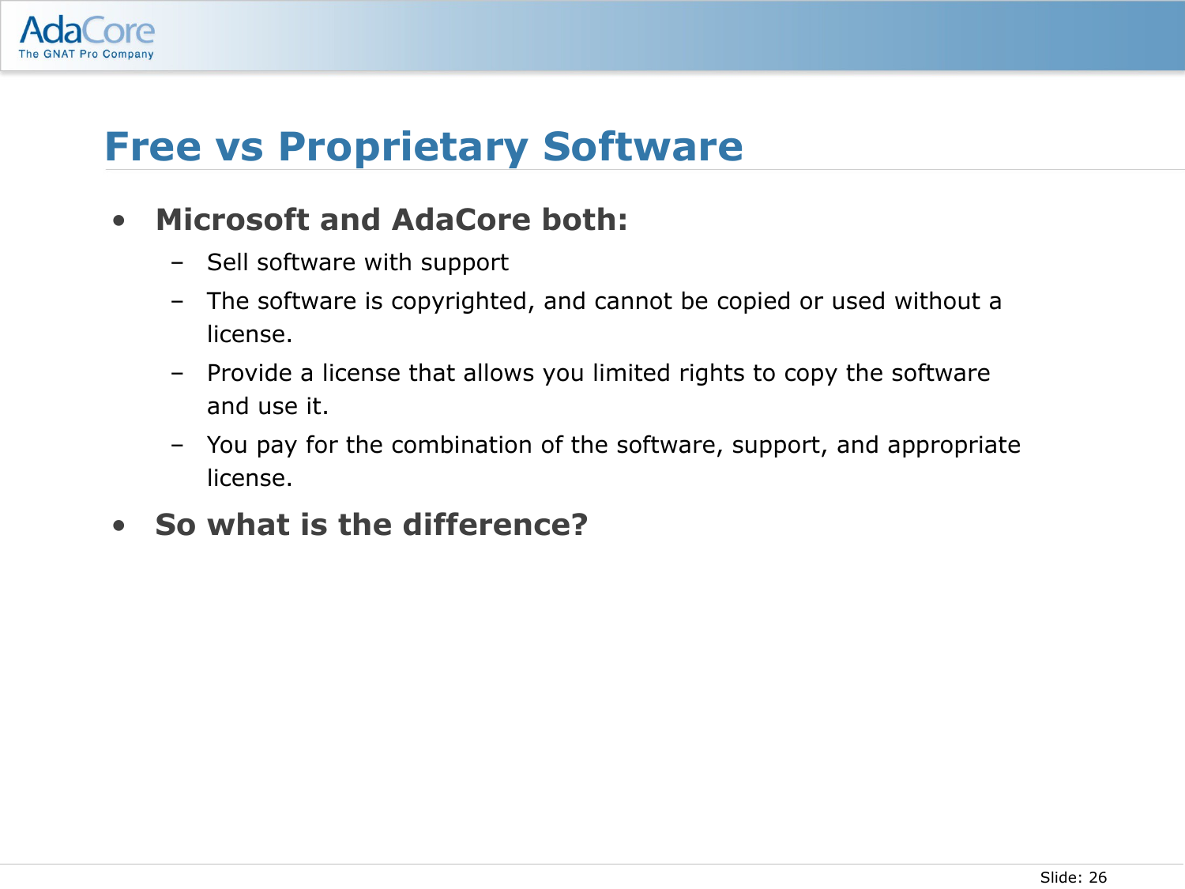# Free vs Proprietary Software

- **Microsoft and AdaCore both:**
  - Sell software with support
  - The software is copyrighted, and cannot be copied or used without a license.
  - Provide a license that allows you limited rights to copy the software and use it.
  - You pay for the combination of the software, support, and appropriate license.
- **So what is the difference?**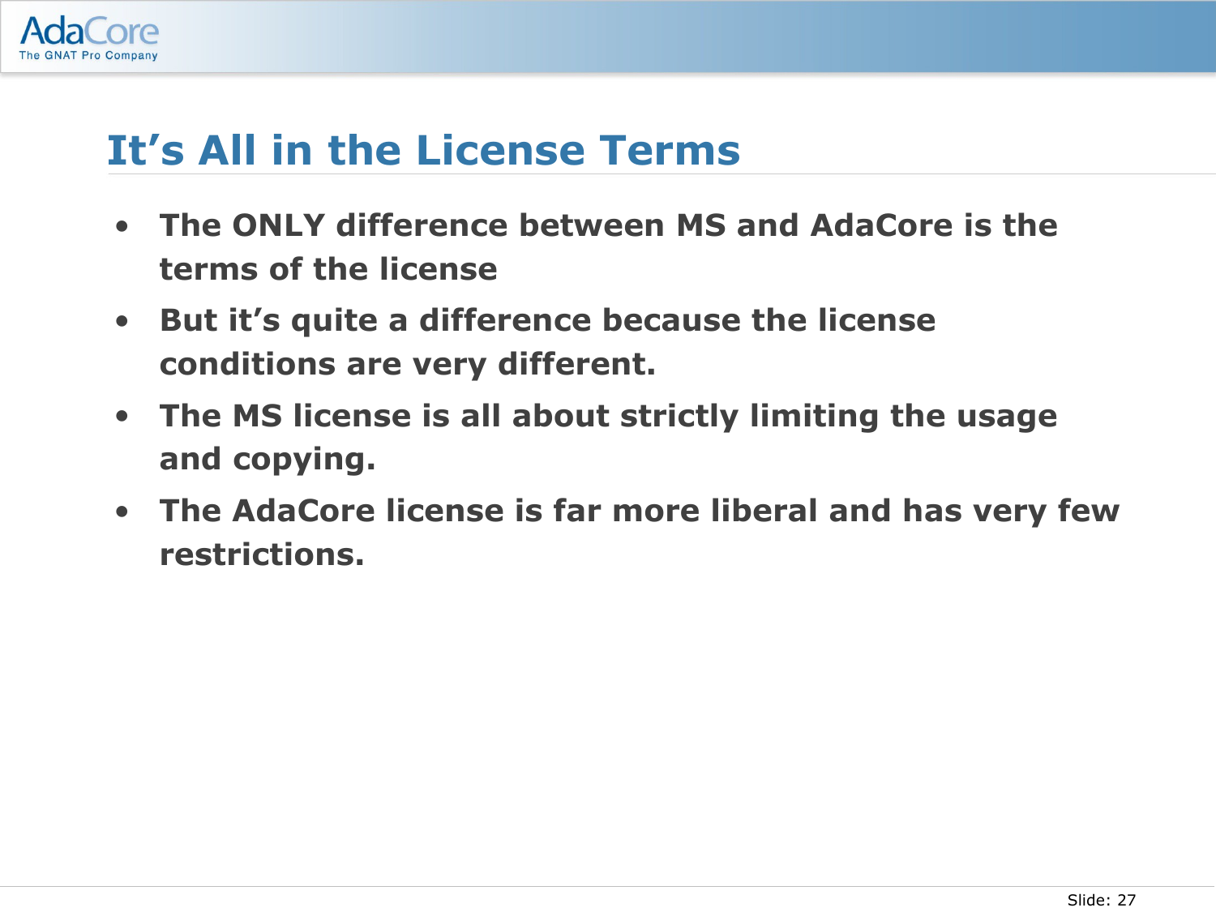# It's All in the License Terms

- **The ONLY difference between MS and AdaCore is the terms of the license**
- **But it's quite a difference because the license conditions are very different.**
- **The MS license is all about strictly limiting the usage and copying.**
- **The AdaCore license is far more liberal and has very few restrictions.**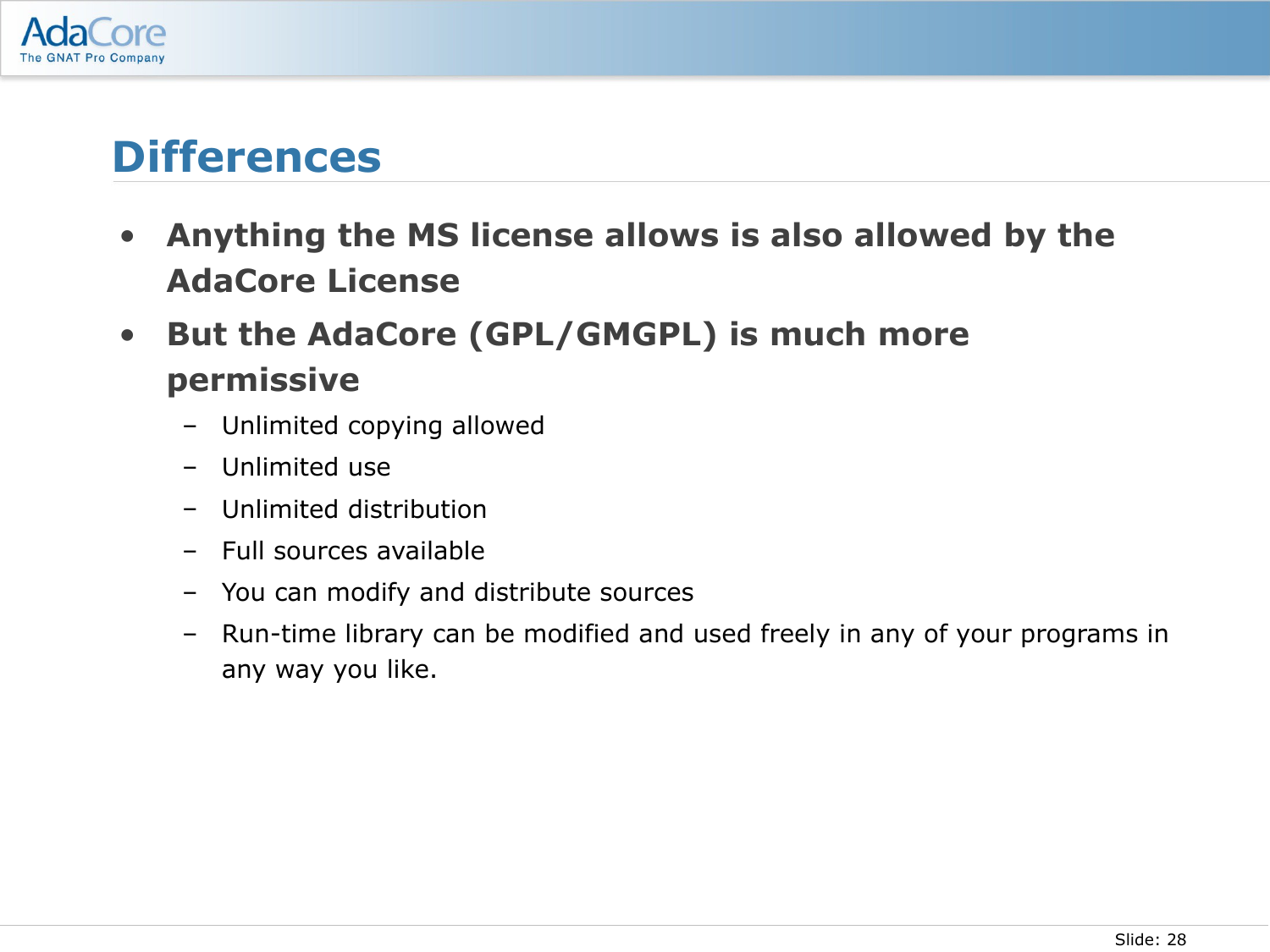# Differences

- **Anything the MS license allows is also allowed by the AdaCore License**
- **But the AdaCore (GPL/GMGPL) is much more permissive**
  - Unlimited copying allowed
  - Unlimited use
  - Unlimited distribution
  - Full sources available
  - You can modify and distribute sources
  - Run-time library can be modified and used freely in any of your programs in any way you like.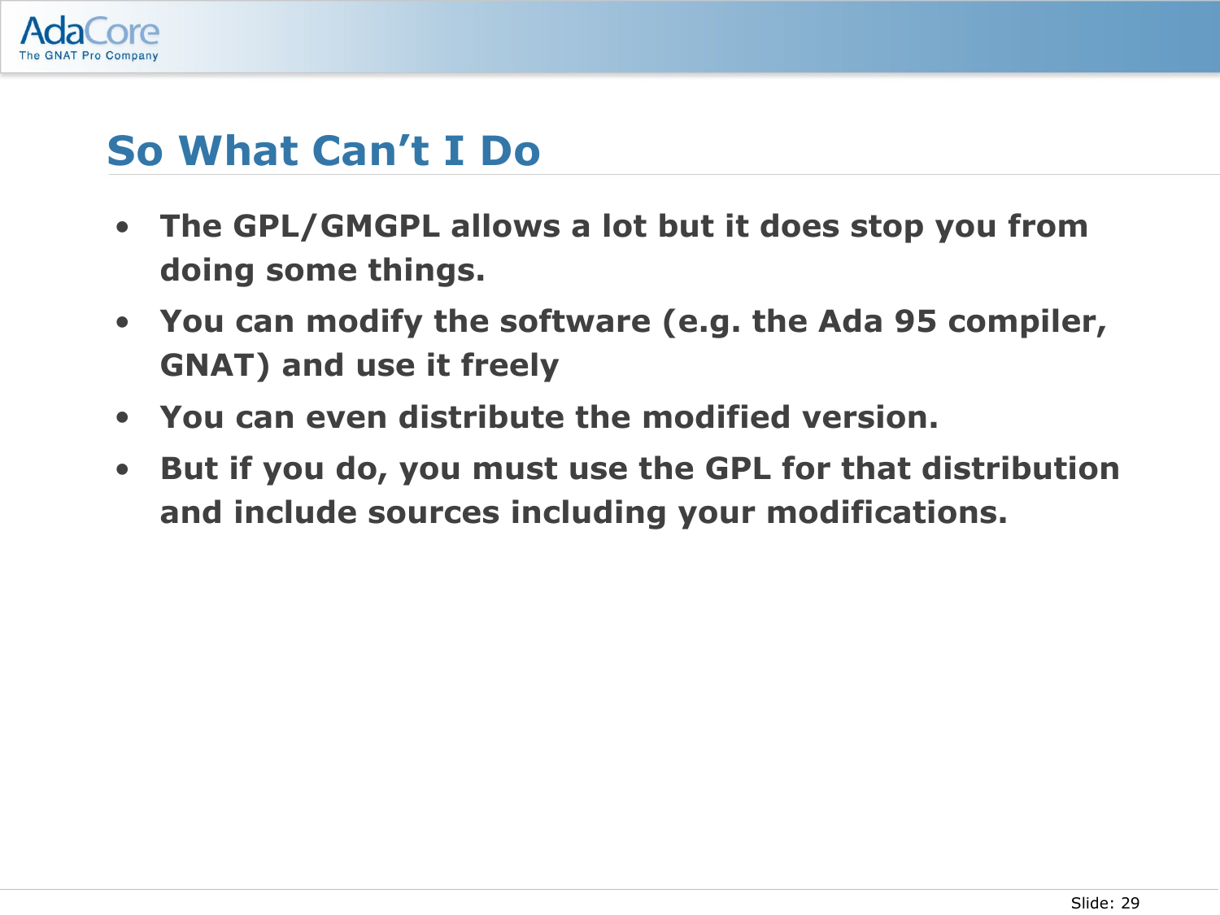## So What Can't I Do

- The GPL/GMGPL allows a lot but it does stop you from doing some things.
- You can modify the software (e.g. the Ada 95 compiler, GNAT) and use it freely
- You can even distribute the modified version.
- But if you do, you must use the GPL for that distribution and include sources including your modifications.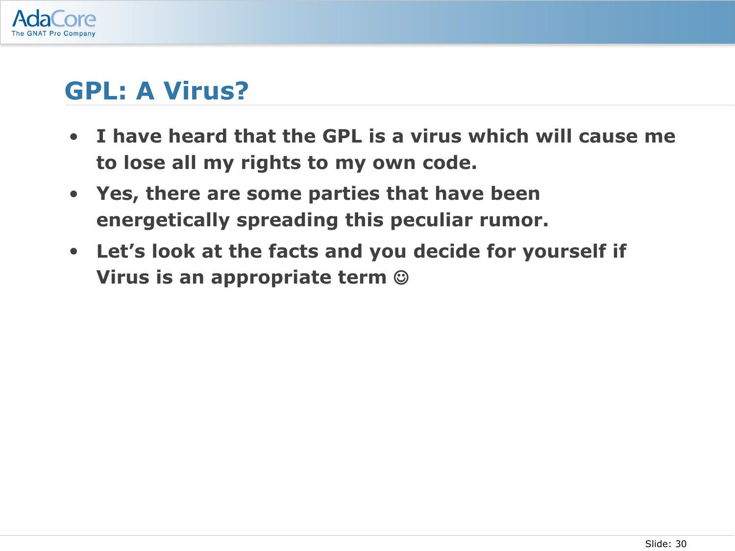# GPL: A Virus?

- **I have heard that the GPL is a virus which will cause me to lose all my rights to my own code.**
- **Yes, there are some parties that have been energetically spreading this peculiar rumor.**
- **Let’s look at the facts and you decide for yourself if Virus is an appropriate term ☺**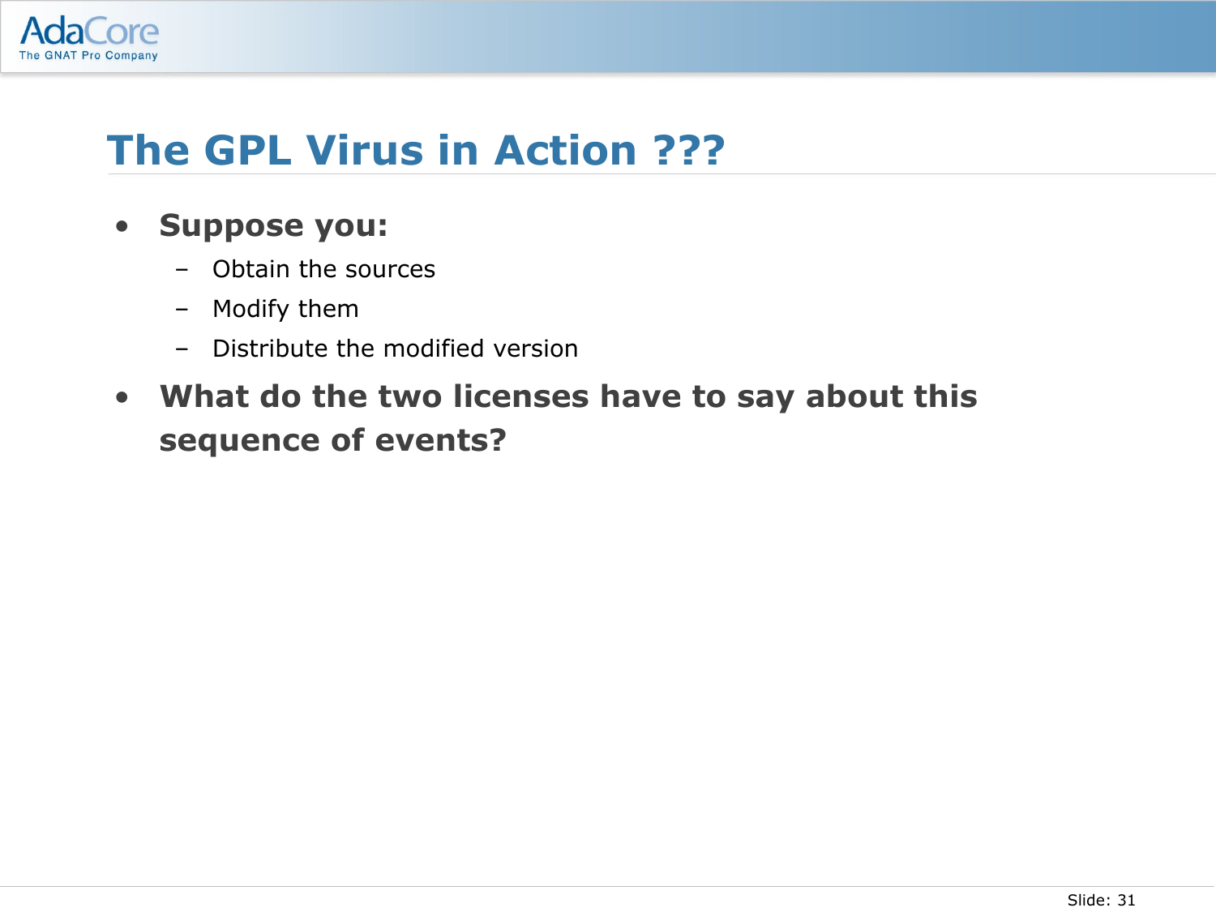# The GPL Virus in Action ???

- **Suppose you:**
  - Obtain the sources
  - Modify them
  - Distribute the modified version
- **What do the two licenses have to say about this sequence of events?**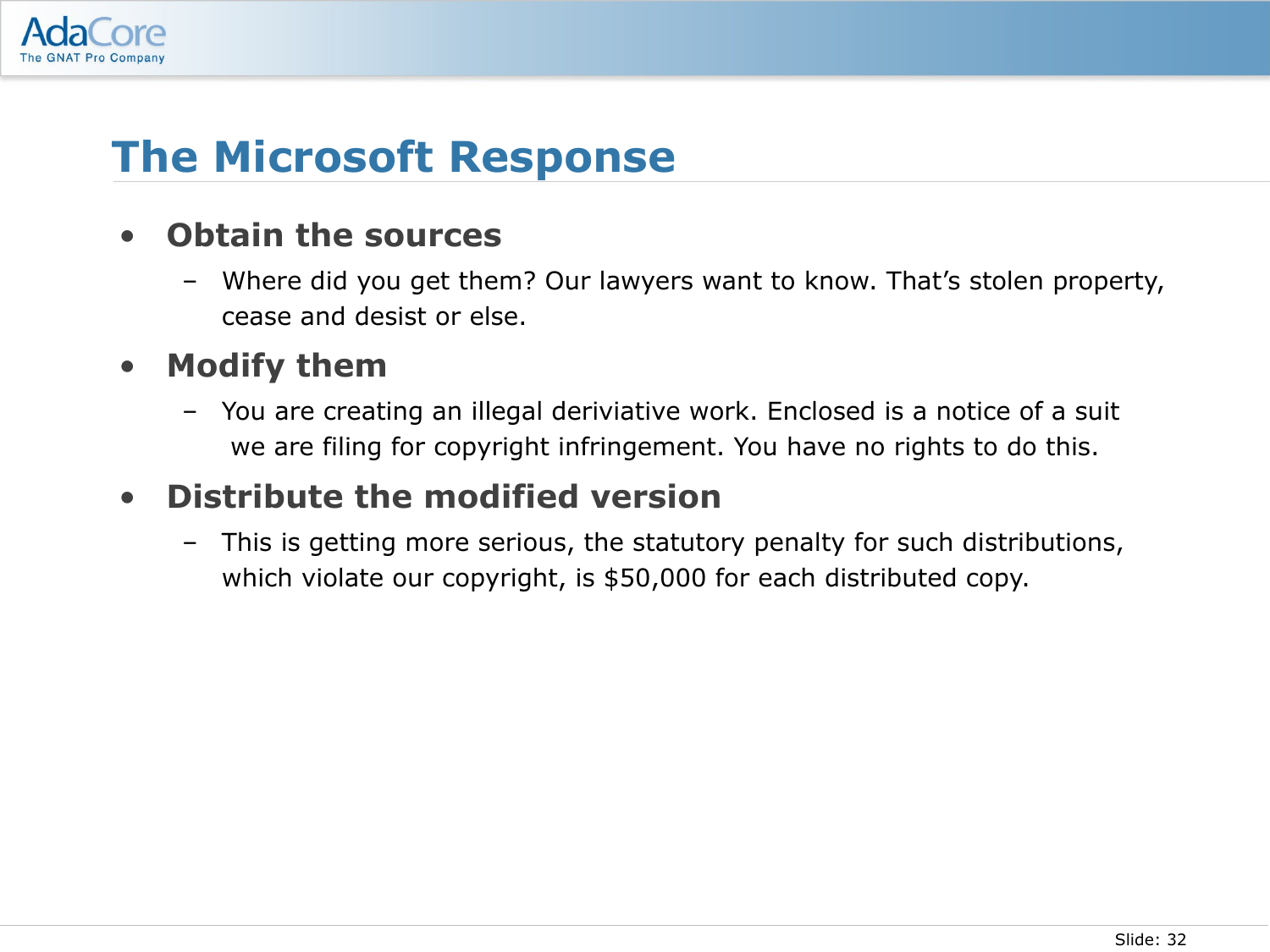# The Microsoft Response

- **Obtain the sources**
  - Where did you get them? Our lawyers want to know. That's stolen property, cease and desist or else.
- **Modify them**
  - You are creating an illegal deriviative work. Enclosed is a notice of a suit we are filing for copyright infringement. You have no rights to do this.
- **Distribute the modified version**
  - This is getting more serious, the statutory penalty for such distributions, which violate our copyright, is $50,000 for each distributed copy.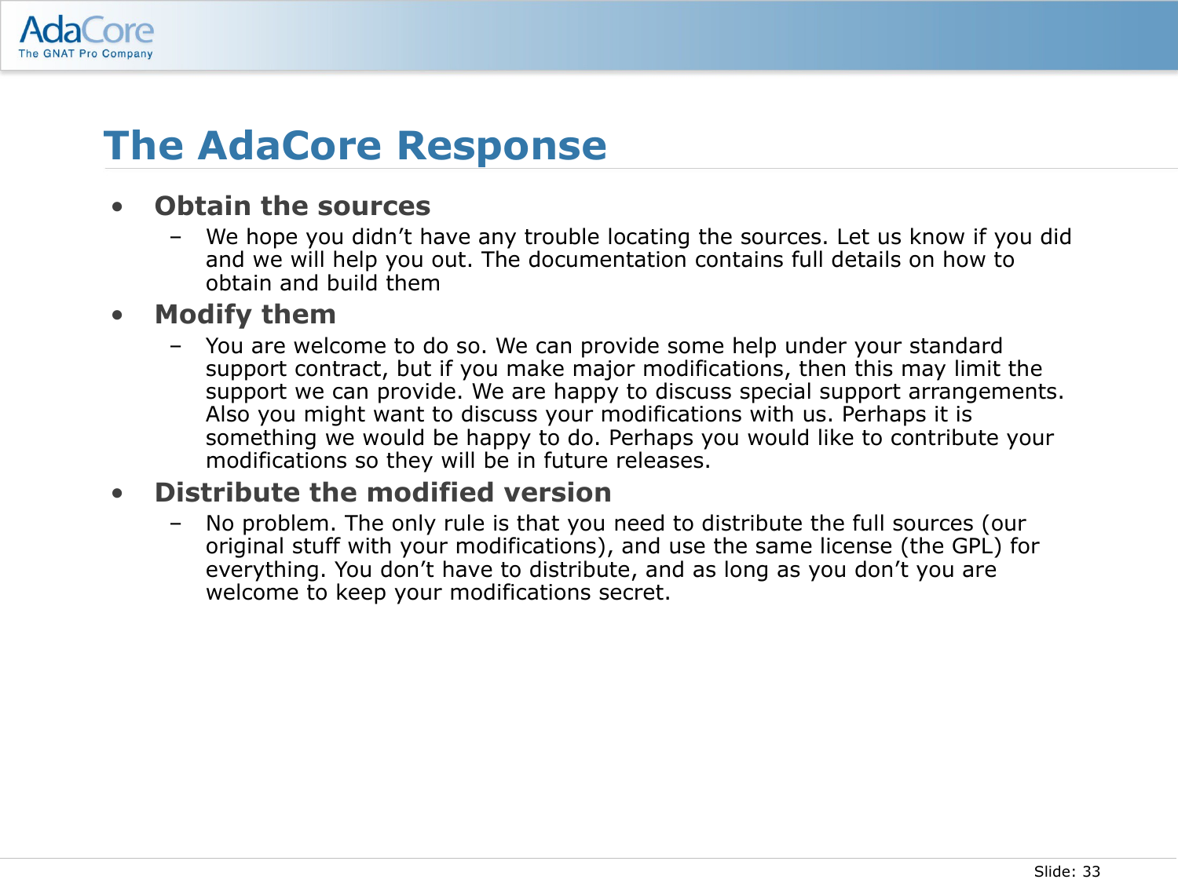# The AdaCore Response

- **Obtain the sources**
  - We hope you didn't have any trouble locating the sources. Let us know if you did and we will help you out. The documentation contains full details on how to obtain and build them
- **Modify them**
  - You are welcome to do so. We can provide some help under your standard support contract, but if you make major modifications, then this may limit the support we can provide. We are happy to discuss special support arrangements. Also you might want to discuss your modifications with us. Perhaps it is something we would be happy to do. Perhaps you would like to contribute your modifications so they will be in future releases.
- **Distribute the modified version**
  - No problem. The only rule is that you need to distribute the full sources (our original stuff with your modifications), and use the same license (the GPL) for everything. You don't have to distribute, and as long as you don't you are welcome to keep your modifications secret.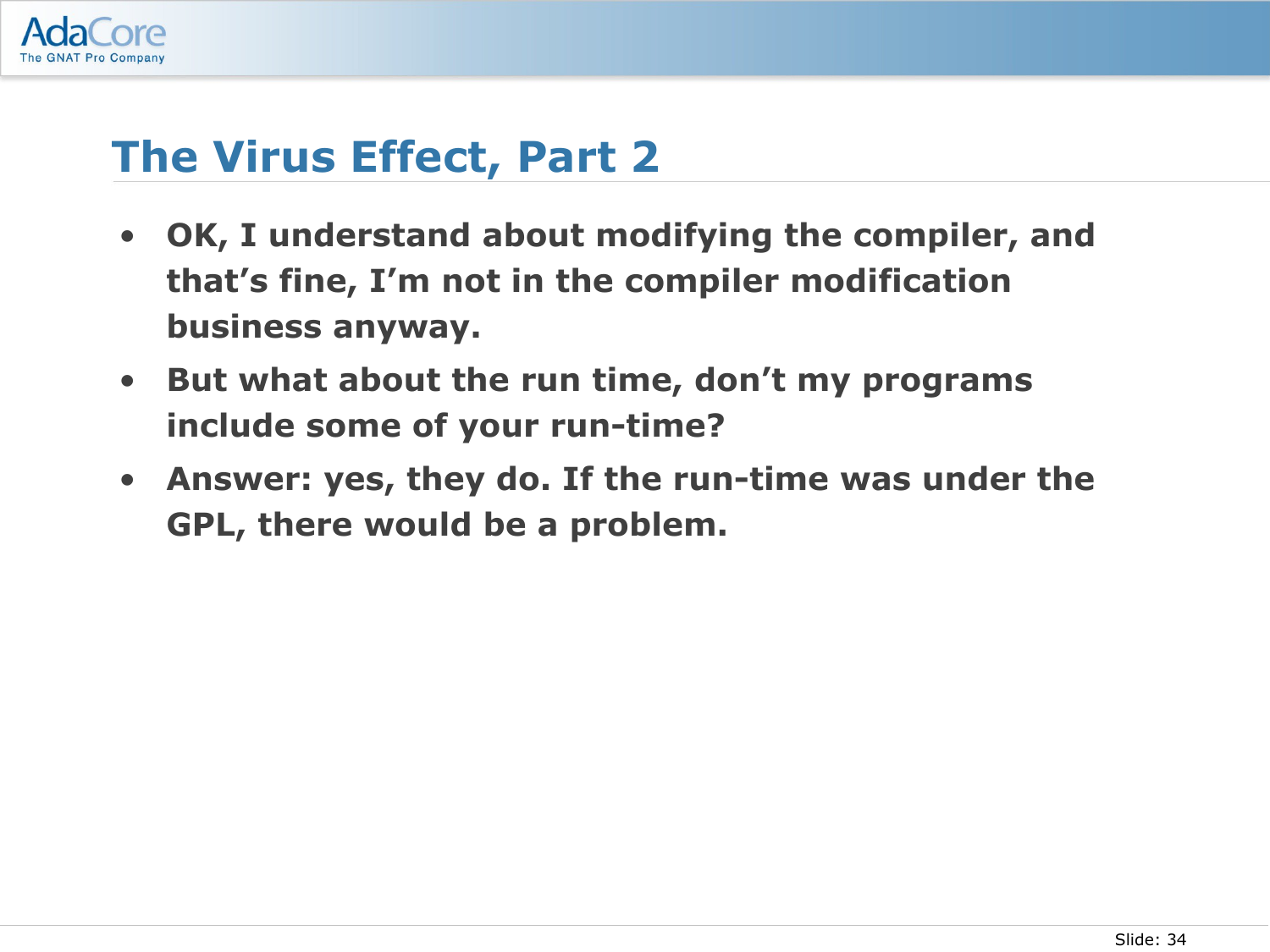## The Virus Effect, Part 2

- **OK, I understand about modifying the compiler, and that's fine, I'm not in the compiler modification business anyway.**
- **But what about the run time, don't my programs include some of your run-time?**
- **Answer: yes, they do. If the run-time was under the GPL, there would be a problem.**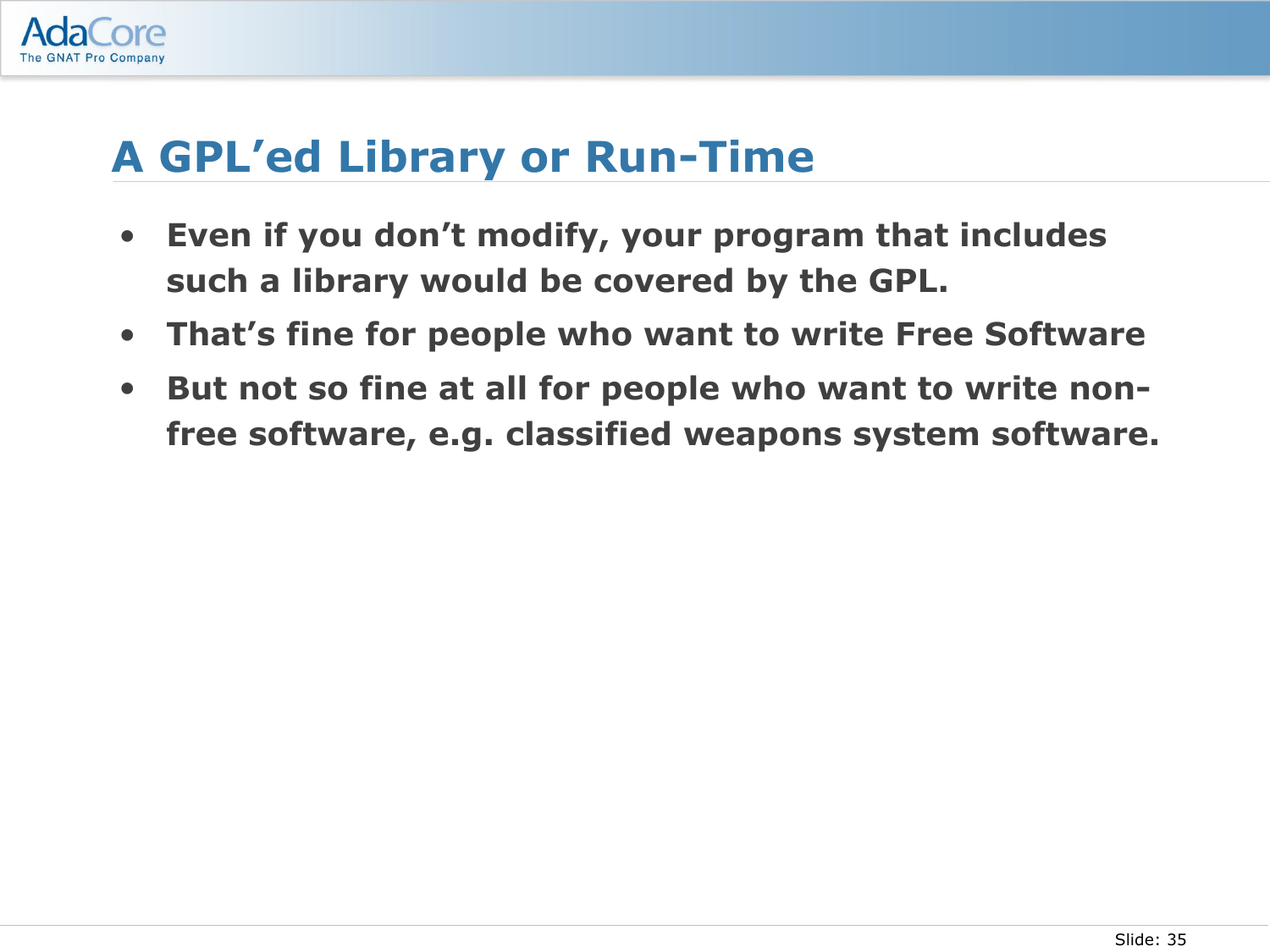# A GPL'ed Library or Run-Time

- **Even if you don't modify, your program that includes such a library would be covered by the GPL.**
- **That's fine for people who want to write Free Software**
- **But not so fine at all for people who want to write non-free software, e.g. classified weapons system software.**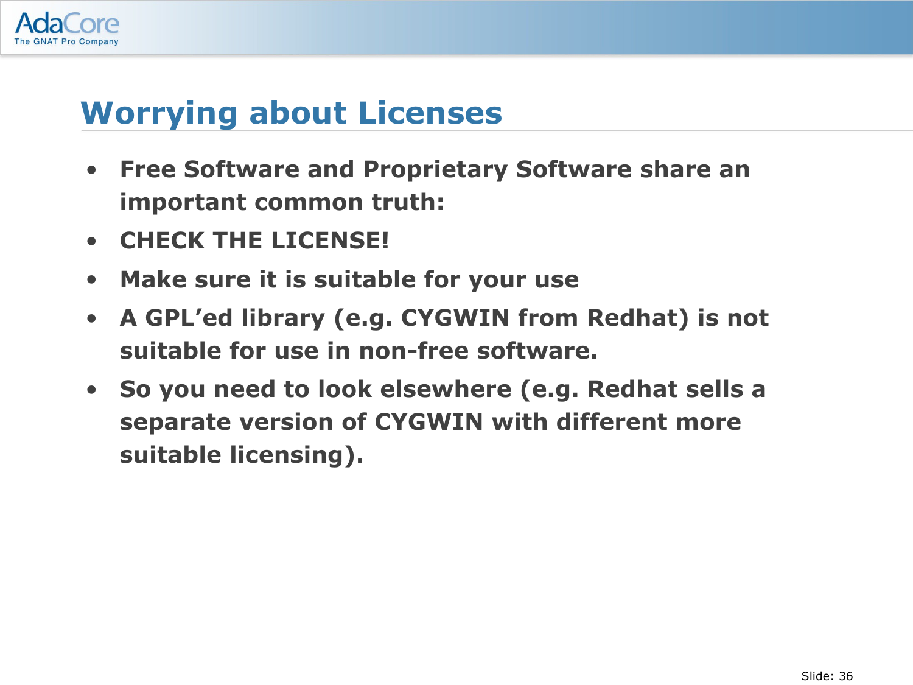# Worrying about Licenses

- **Free Software and Proprietary Software share an important common truth:**
- **CHECK THE LICENSE!**
- **Make sure it is suitable for your use**
- **A GPL'ed library (e.g. CYGWIN from Redhat) is not suitable for use in non-free software.**
- **So you need to look elsewhere (e.g. Redhat sells a separate version of CYGWIN with different more suitable licensing).**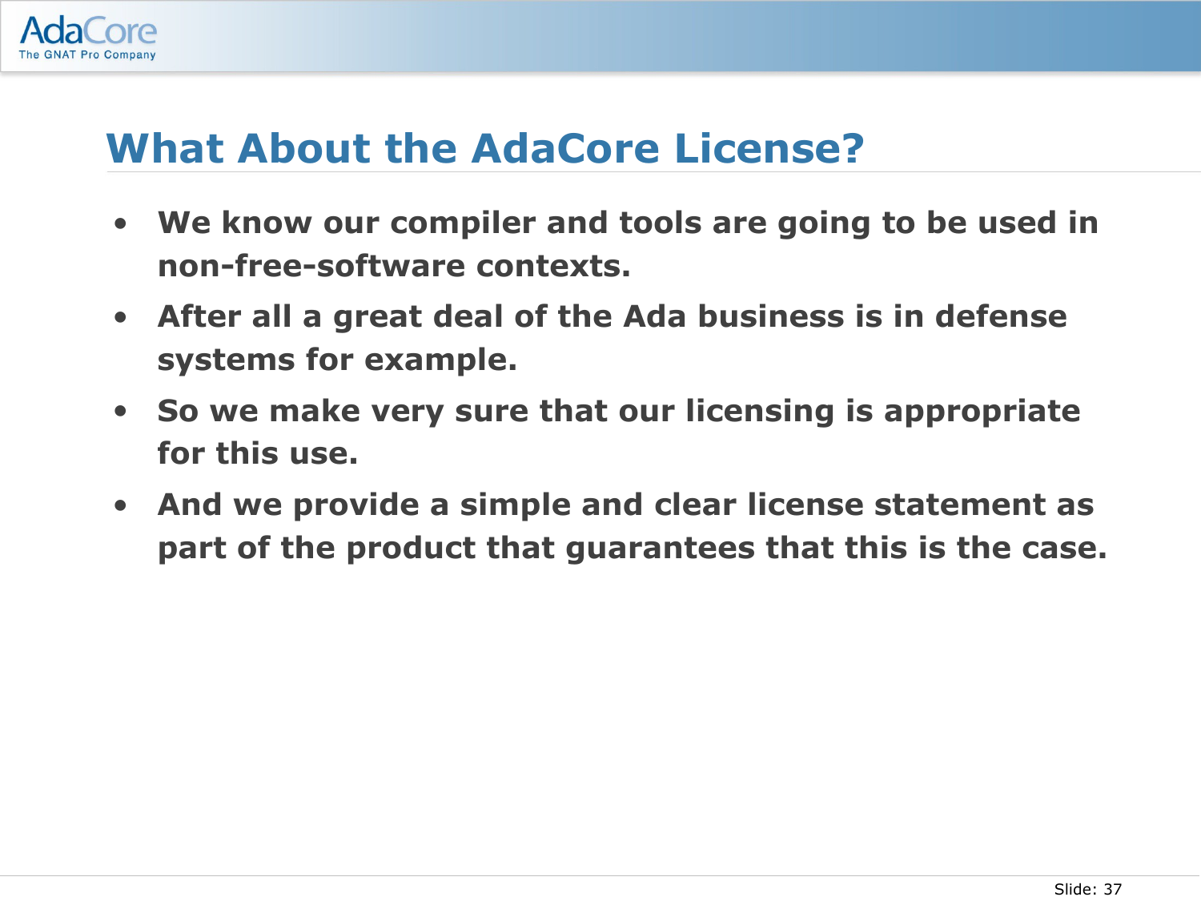# What About the AdaCore License?

- We know our compiler and tools are going to be used in non-free-software contexts.
- After all a great deal of the Ada business is in defense systems for example.
- So we make very sure that our licensing is appropriate for this use.
- And we provide a simple and clear license statement as part of the product that guarantees that this is the case.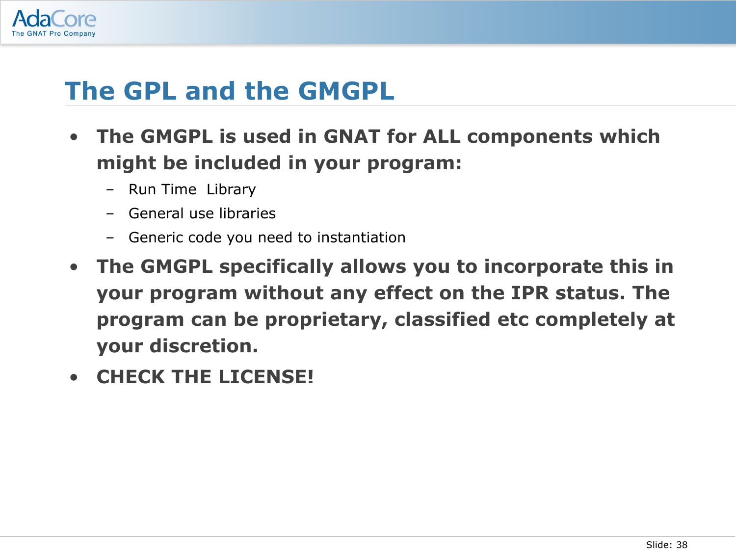# The GPL and the GMGPL

- **The GMGPL is used in GNAT for ALL components which might be included in your program:**
  - Run Time  Library
  - General use libraries
  - Generic code you need to instantiation
- **The GMGPL specifically allows you to incorporate this in your program without any effect on the IPR status. The program can be proprietary, classified etc completely at your discretion.**
- **CHECK THE LICENSE!**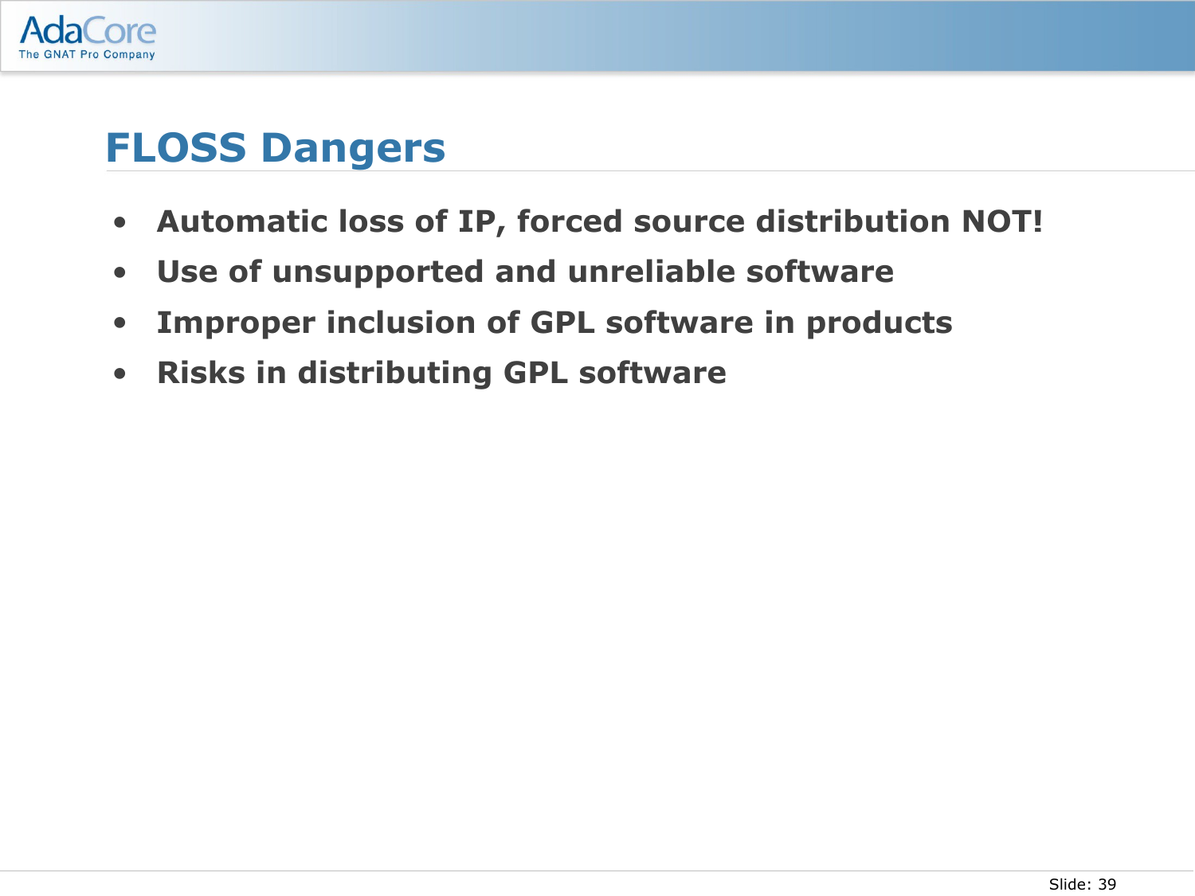# FLOSS Dangers

- **Automatic loss of IP, forced source distribution NOT!**
- **Use of unsupported and unreliable software**
- **Improper inclusion of GPL software in products**
- **Risks in distributing GPL software**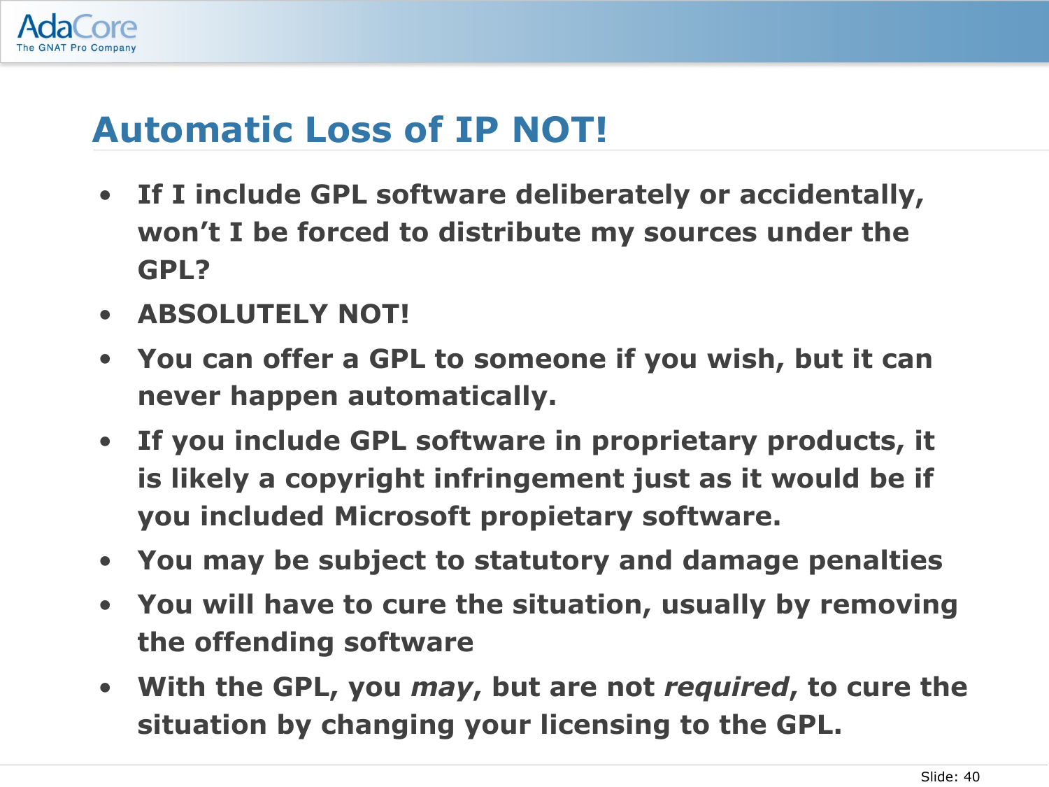# Automatic Loss of IP NOT!

- **If I include GPL software deliberately or accidentally, won't I be forced to distribute my sources under the GPL?**
- **ABSOLUTELY NOT!**
- **You can offer a GPL to someone if you wish, but it can never happen automatically.**
- **If you include GPL software in proprietary products, it is likely a copyright infringement just as it would be if you included Microsoft propietary software.**
- **You may be subject to statutory and damage penalties**
- **You will have to cure the situation, usually by removing the offending software**
- **With the GPL, you *may*, but are not *required*, to cure the situation by changing your licensing to the GPL.**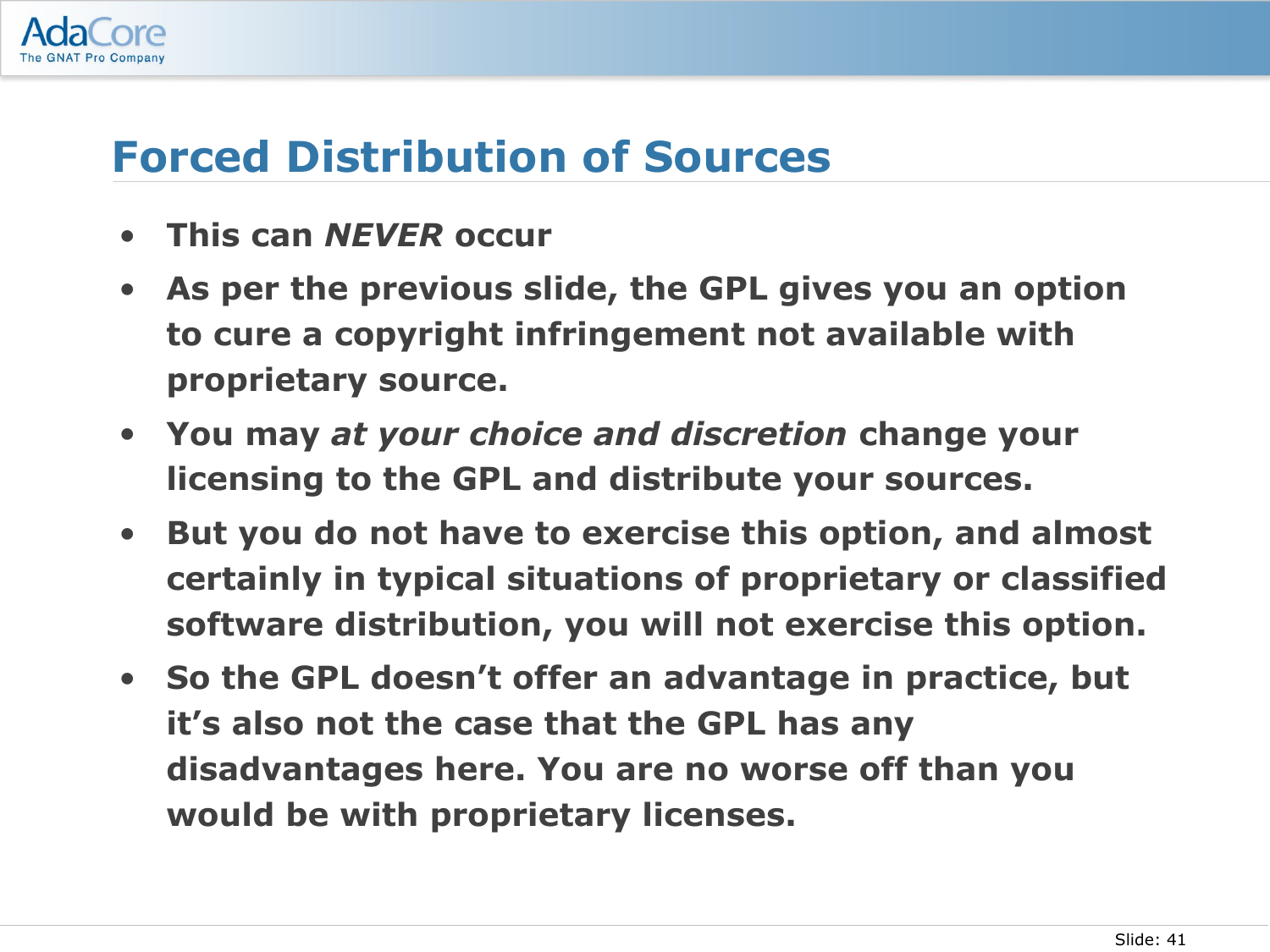# Forced Distribution of Sources

- **This can *NEVER* occur**
- **As per the previous slide, the GPL gives you an option to cure a copyright infringement not available with proprietary source.**
- **You may *at your choice and discretion* change your licensing to the GPL and distribute your sources.**
- **But you do not have to exercise this option, and almost certainly in typical situations of proprietary or classified software distribution, you will not exercise this option.**
- **So the GPL doesn't offer an advantage in practice, but it's also not the case that the GPL has any disadvantages here. You are no worse off than you would be with proprietary licenses.**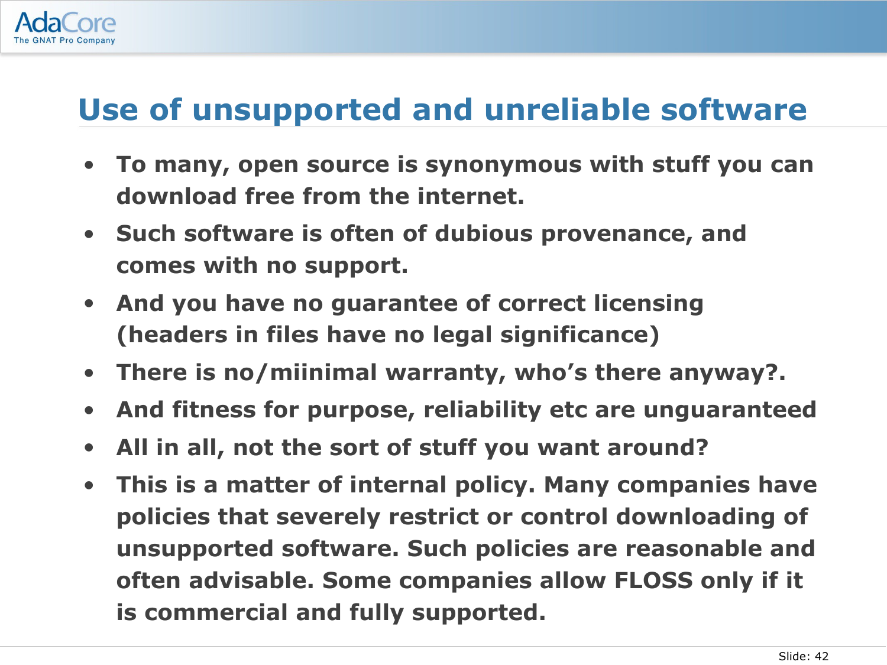# Use of unsupported and unreliable software

- To many, open source is synonymous with stuff you can download free from the internet.
- Such software is often of dubious provenance, and comes with no support.
- And you have no guarantee of correct licensing (headers in files have no legal significance)
- There is no/miinimal warranty, who's there anyway?.
- And fitness for purpose, reliability etc are unguaranteed
- All in all, not the sort of stuff you want around?
- This is a matter of internal policy. Many companies have policies that severely restrict or control downloading of unsupported software. Such policies are reasonable and often advisable. Some companies allow FLOSS only if it is commercial and fully supported.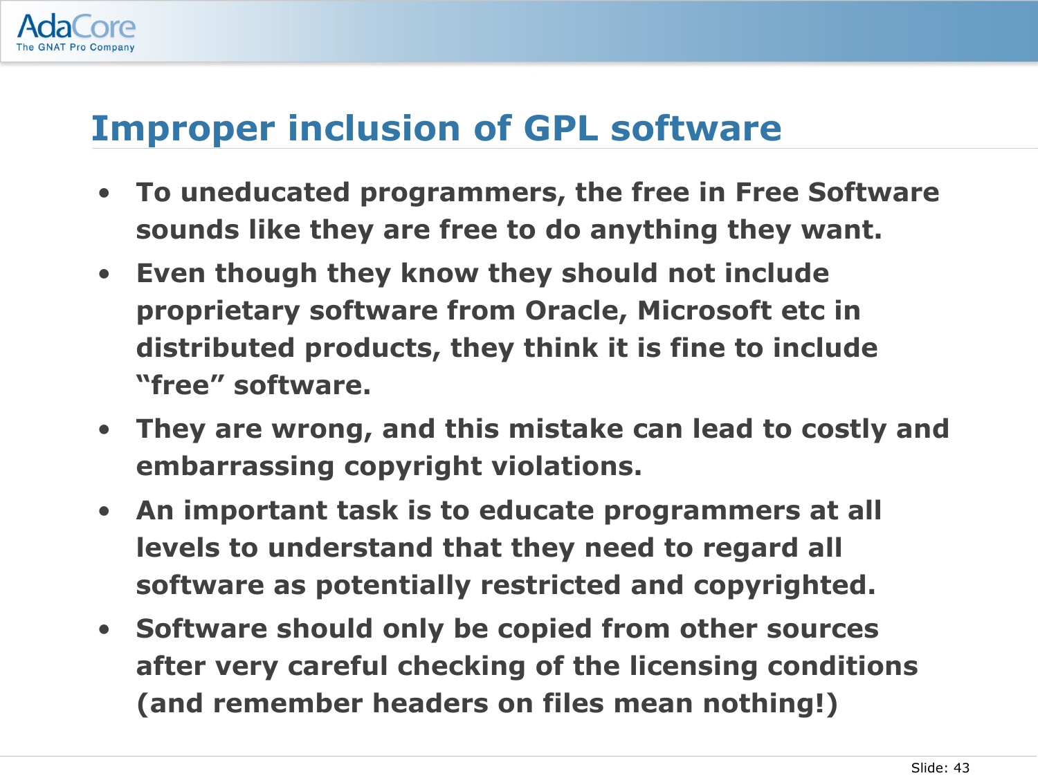# Improper inclusion of GPL software

- To uneducated programmers, the free in Free Software sounds like they are free to do anything they want.
- Even though they know they should not include proprietary software from Oracle, Microsoft etc in distributed products, they think it is fine to include "free" software.
- They are wrong, and this mistake can lead to costly and embarrassing copyright violations.
- An important task is to educate programmers at all levels to understand that they need to regard all software as potentially restricted and copyrighted.
- Software should only be copied from other sources after very careful checking of the licensing conditions (and remember headers on files mean nothing!)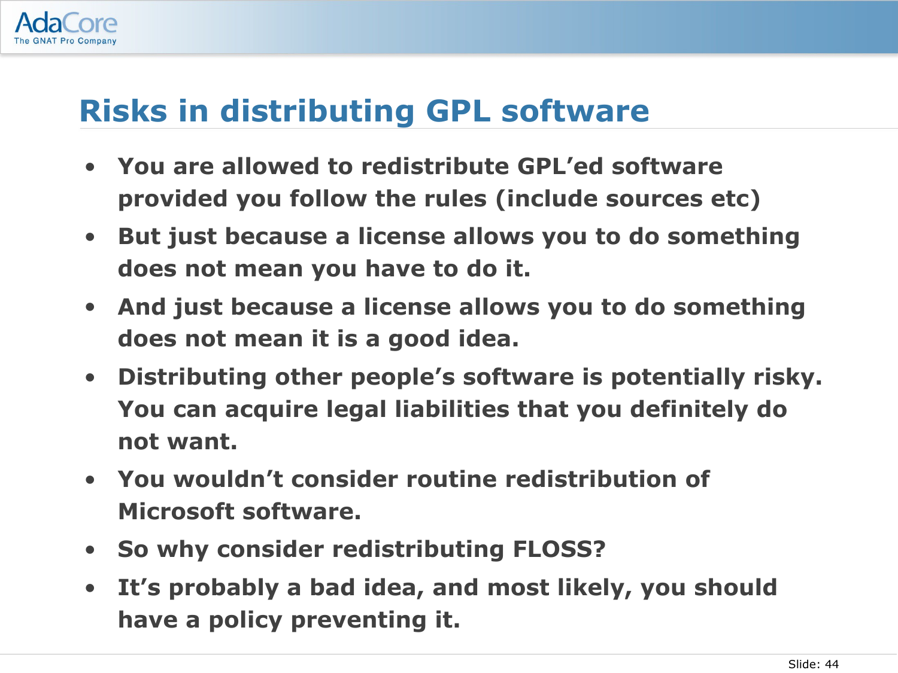# Risks in distributing GPL software

- **You are allowed to redistribute GPL'ed software provided you follow the rules (include sources etc)**
- **But just because a license allows you to do something does not mean you have to do it.**
- **And just because a license allows you to do something does not mean it is a good idea.**
- **Distributing other people's software is potentially risky. You can acquire legal liabilities that you definitely do not want.**
- **You wouldn't consider routine redistribution of Microsoft software.**
- **So why consider redistributing FLOSS?**
- **It's probably a bad idea, and most likely, you should have a policy preventing it.**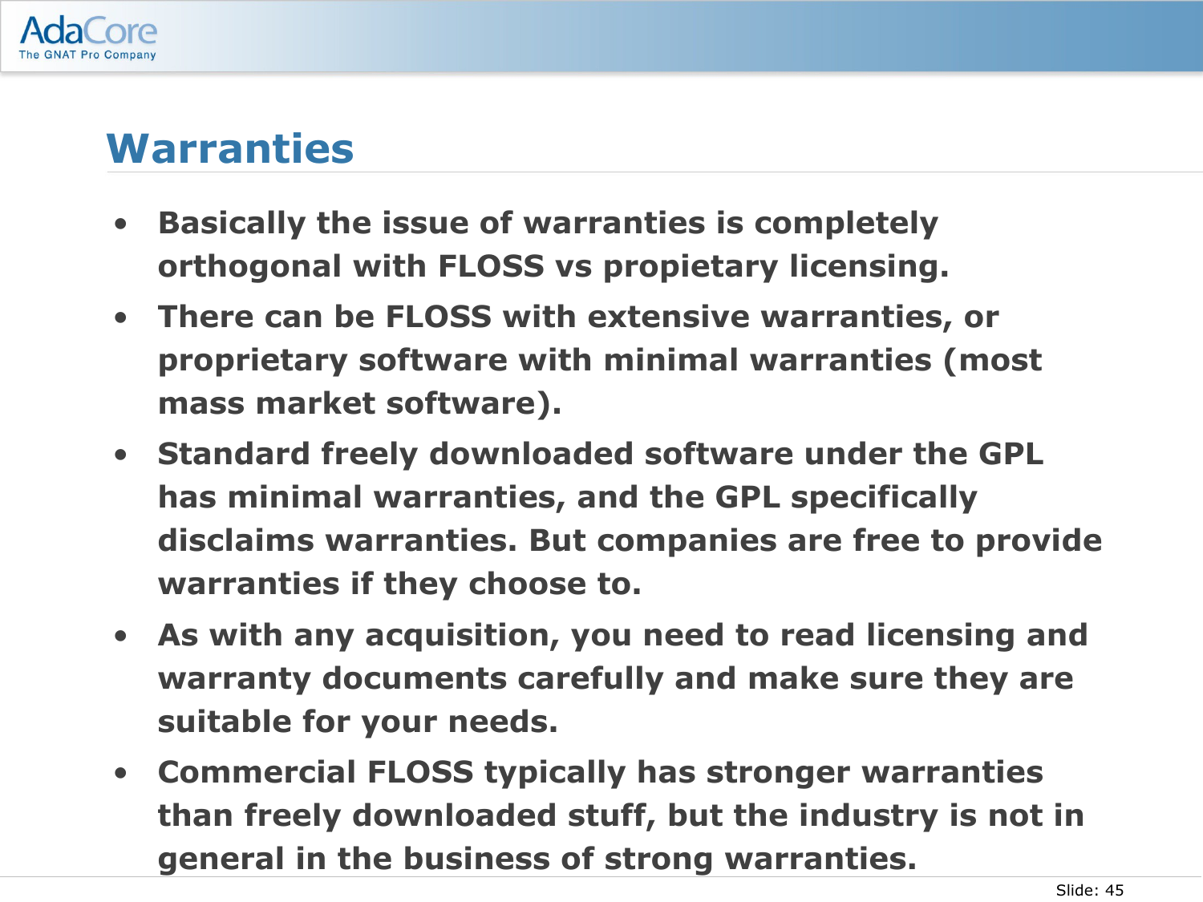# Warranties

- Basically the issue of warranties is completely orthogonal with FLOSS vs propietary licensing.
- There can be FLOSS with extensive warranties, or proprietary software with minimal warranties (most mass market software).
- Standard freely downloaded software under the GPL has minimal warranties, and the GPL specifically disclaims warranties. But companies are free to provide warranties if they choose to.
- As with any acquisition, you need to read licensing and warranty documents carefully and make sure they are suitable for your needs.
- Commercial FLOSS typically has stronger warranties than freely downloaded stuff, but the industry is not in general in the business of strong warranties.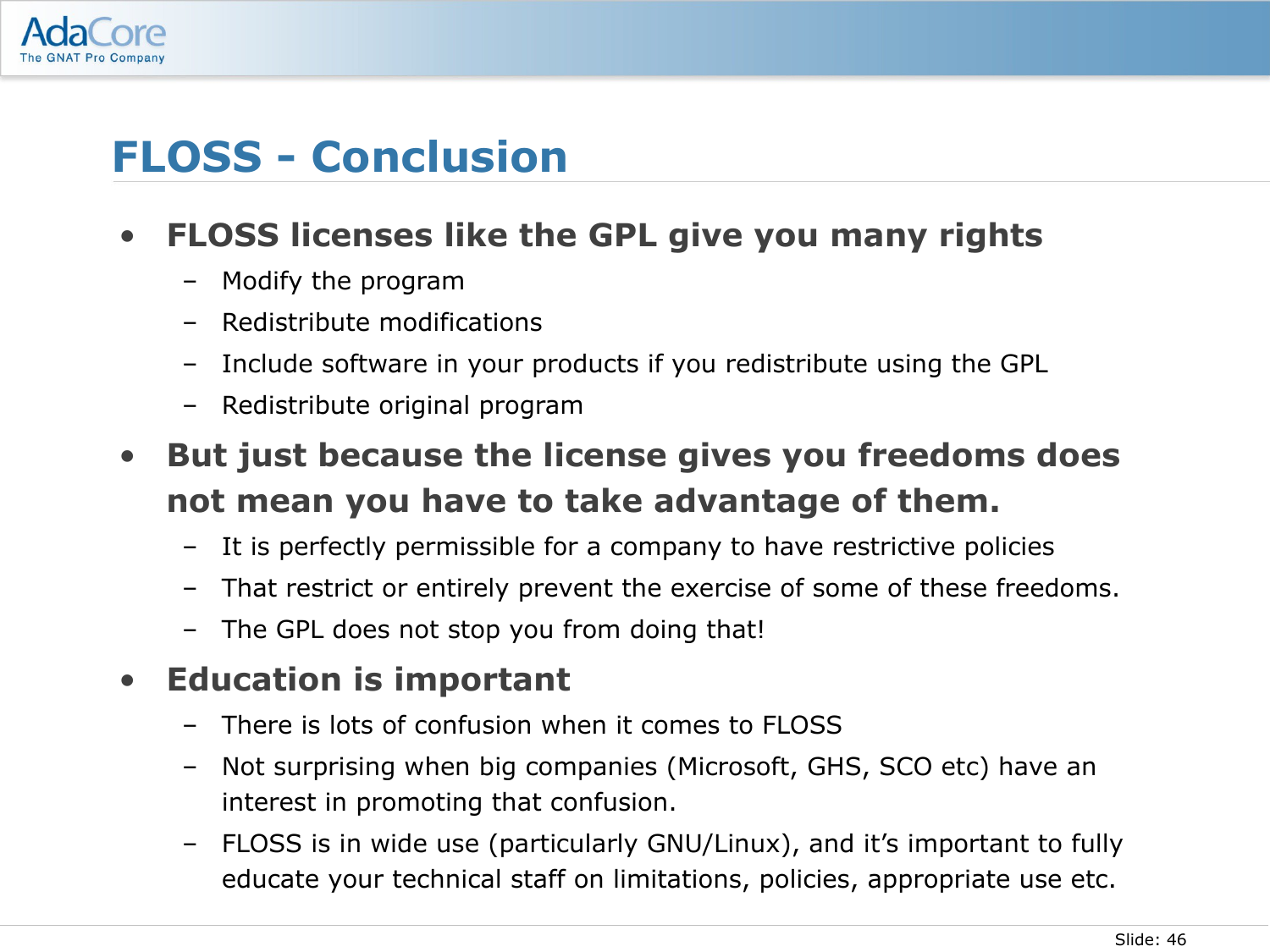# FLOSS - Conclusion

- **FLOSS licenses like the GPL give you many rights**
  - Modify the program
  - Redistribute modifications
  - Include software in your products if you redistribute using the GPL
  - Redistribute original program
- **But just because the license gives you freedoms does not mean you have to take advantage of them.**
  - It is perfectly permissible for a company to have restrictive policies
  - That restrict or entirely prevent the exercise of some of these freedoms.
  - The GPL does not stop you from doing that!
- **Education is important**
  - There is lots of confusion when it comes to FLOSS
  - Not surprising when big companies (Microsoft, GHS, SCO etc) have an interest in promoting that confusion.
  - FLOSS is in wide use (particularly GNU/Linux), and it's important to fully educate your technical staff on limitations, policies, appropriate use etc.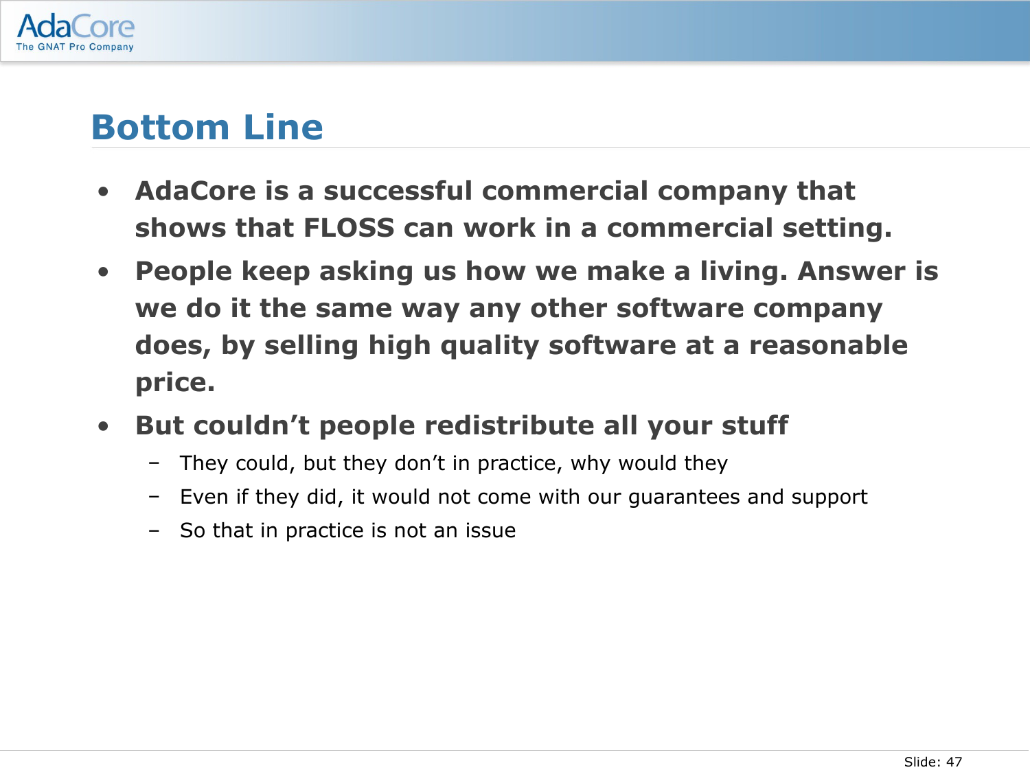# Bottom Line

- **AdaCore is a successful commercial company that shows that FLOSS can work in a commercial setting.**
- **People keep asking us how we make a living. Answer is we do it the same way any other software company does, by selling high quality software at a reasonable price.**
- **But couldn’t people redistribute all your stuff**
  - They could, but they don’t in practice, why would they
  - Even if they did, it would not come with our guarantees and support
  - So that in practice is not an issue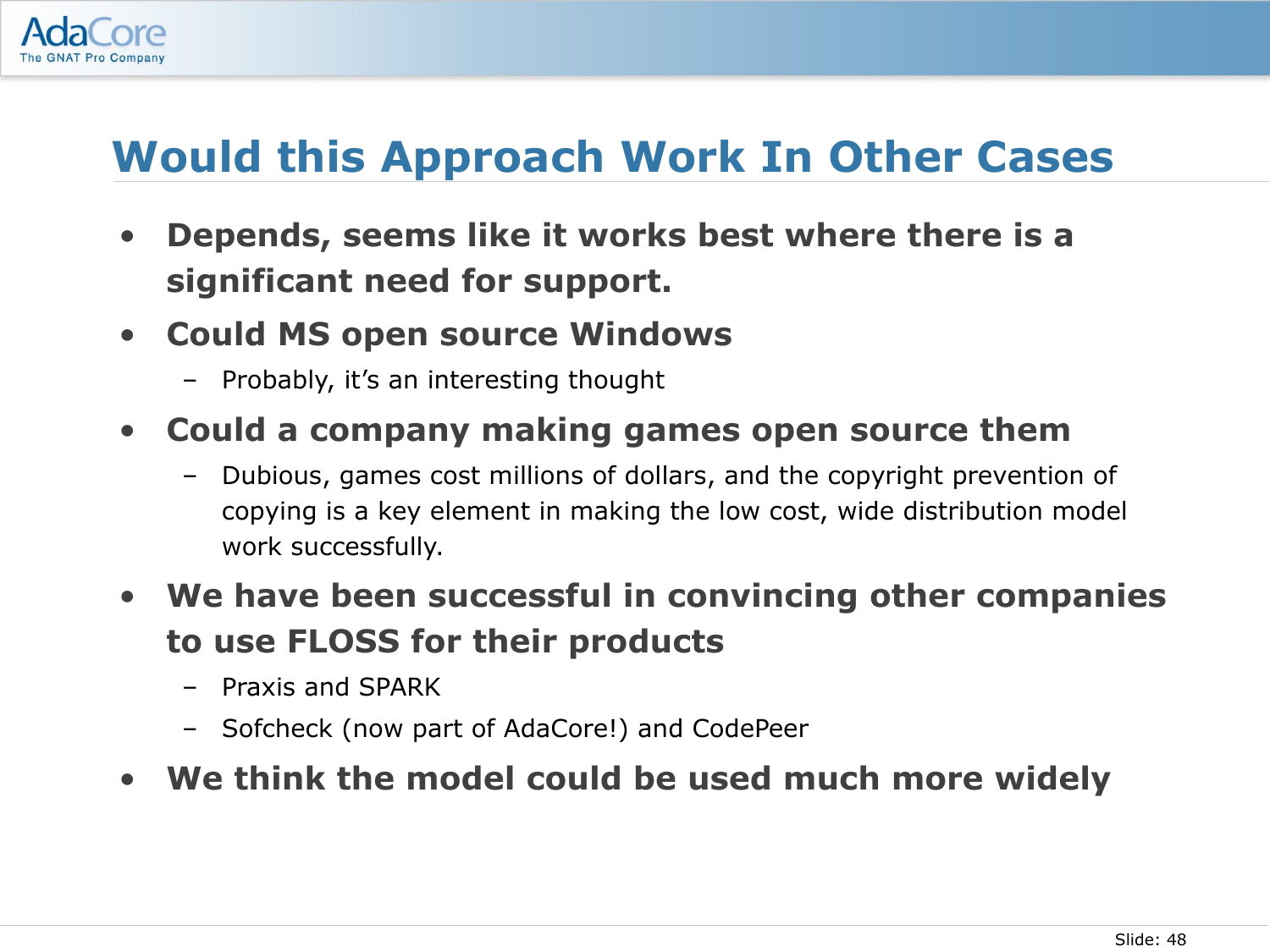# Would this Approach Work In Other Cases

- **Depends, seems like it works best where there is a significant need for support.**
- **Could MS open source Windows**
  - Probably, it's an interesting thought
- **Could a company making games open source them**
  - Dubious, games cost millions of dollars, and the copyright prevention of copying is a key element in making the low cost, wide distribution model work successfully.
- **We have been successful in convincing other companies to use FLOSS for their products**
  - Praxis and SPARK
  - Sofcheck (now part of AdaCore!) and CodePeer
- **We think the model could be used much more widely**